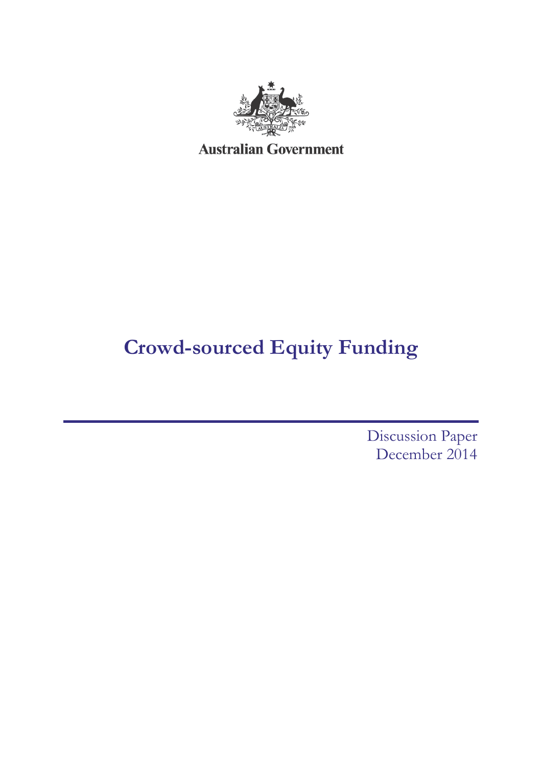Australian Government

# Crowd-sourced Equity Funding

Discussion Paper
December 2014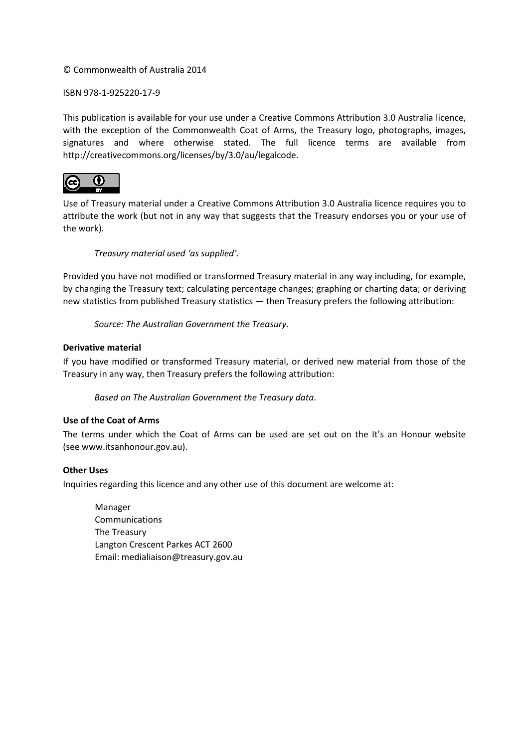© Commonwealth of Australia 2014

ISBN 978-1-925220-17-9

This publication is available for your use under a Creative Commons Attribution 3.0 Australia licence, with the exception of the Commonwealth Coat of Arms, the Treasury logo, photographs, images, signatures and where otherwise stated. The full licence terms are available from http://creativecommons.org/licenses/by/3.0/au/legalcode.

Use of Treasury material under a Creative Commons Attribution 3.0 Australia licence requires you to attribute the work (but not in any way that suggests that the Treasury endorses you or your use of the work).

*Treasury material used 'as supplied'.*

Provided you have not modified or transformed Treasury material in any way including, for example, by changing the Treasury text; calculating percentage changes; graphing or charting data; or deriving new statistics from published Treasury statistics — then Treasury prefers the following attribution:

*Source: The Australian Government the Treasury*.

**Derivative material**

If you have modified or transformed Treasury material, or derived new material from those of the Treasury in any way, then Treasury prefers the following attribution:

*Based on The Australian Government the Treasury data*.

**Use of the Coat of Arms**

The terms under which the Coat of Arms can be used are set out on the It's an Honour website (see www.itsanhonour.gov.au).

**Other Uses**

Inquiries regarding this licence and any other use of this document are welcome at:

Manager
Communications
The Treasury
Langton Crescent Parkes ACT 2600
Email: medialiaison@treasury.gov.au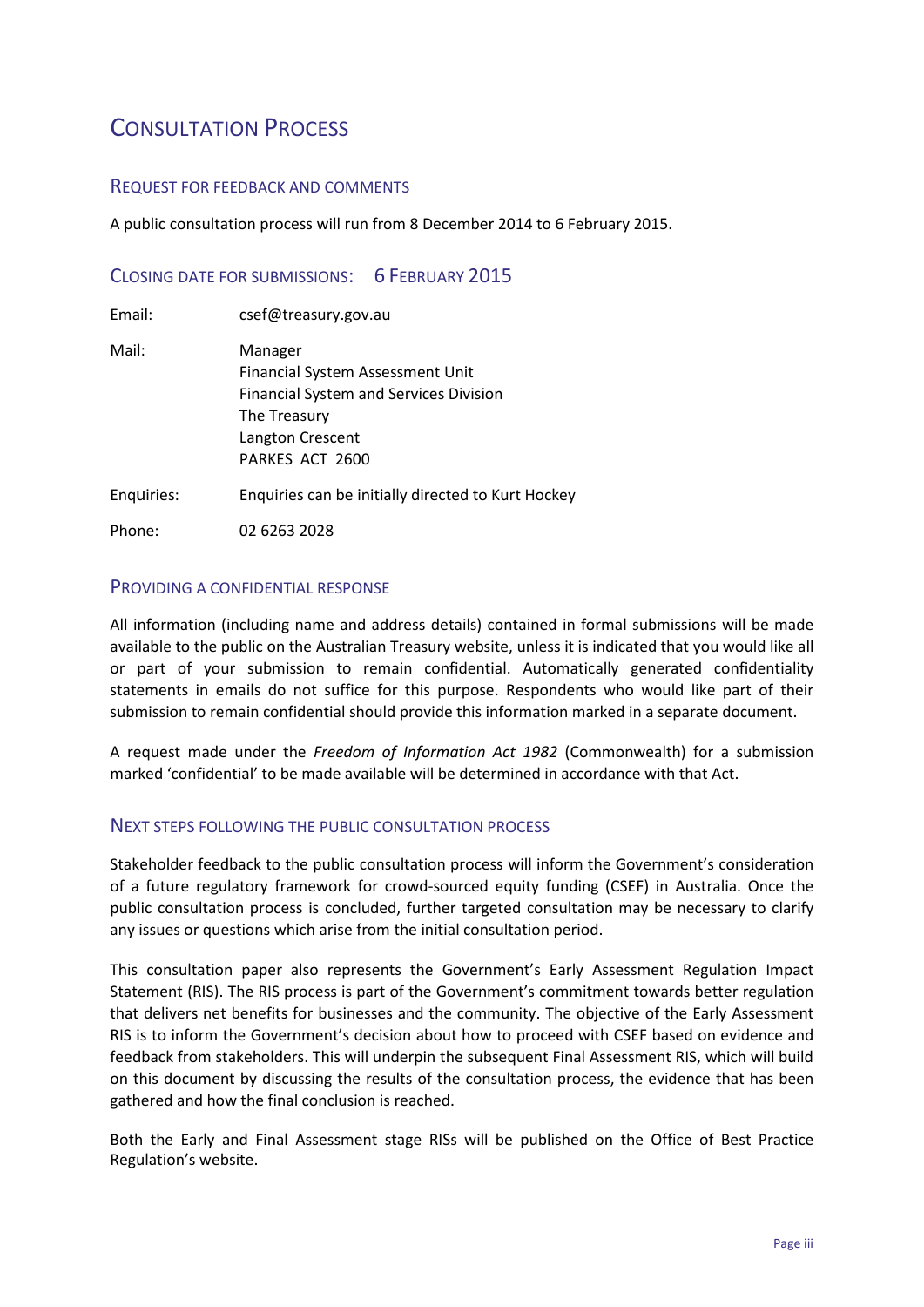# Consultation Process

## Request for feedback and comments

A public consultation process will run from 8 December 2014 to 6 February 2015.

## Closing date for submissions: 6 February 2015

| | |
|---|---|
| Email: | csef@treasury.gov.au |
| Mail: | Manager<br>Financial System Assessment Unit<br>Financial System and Services Division<br>The Treasury<br>Langton Crescent<br>PARKES ACT 2600 |
| Enquiries: | Enquiries can be initially directed to Kurt Hockey |
| Phone: | 02 6263 2028 |

## Providing a confidential response

All information (including name and address details) contained in formal submissions will be made available to the public on the Australian Treasury website, unless it is indicated that you would like all or part of your submission to remain confidential. Automatically generated confidentiality statements in emails do not suffice for this purpose. Respondents who would like part of their submission to remain confidential should provide this information marked in a separate document.

A request made under the *Freedom of Information Act 1982* (Commonwealth) for a submission marked 'confidential' to be made available will be determined in accordance with that Act.

## Next steps following the public consultation process

Stakeholder feedback to the public consultation process will inform the Government's consideration of a future regulatory framework for crowd-sourced equity funding (CSEF) in Australia. Once the public consultation process is concluded, further targeted consultation may be necessary to clarify any issues or questions which arise from the initial consultation period.

This consultation paper also represents the Government's Early Assessment Regulation Impact Statement (RIS). The RIS process is part of the Government's commitment towards better regulation that delivers net benefits for businesses and the community. The objective of the Early Assessment RIS is to inform the Government's decision about how to proceed with CSEF based on evidence and feedback from stakeholders. This will underpin the subsequent Final Assessment RIS, which will build on this document by discussing the results of the consultation process, the evidence that has been gathered and how the final conclusion is reached.

Both the Early and Final Assessment stage RISs will be published on the Office of Best Practice Regulation's website.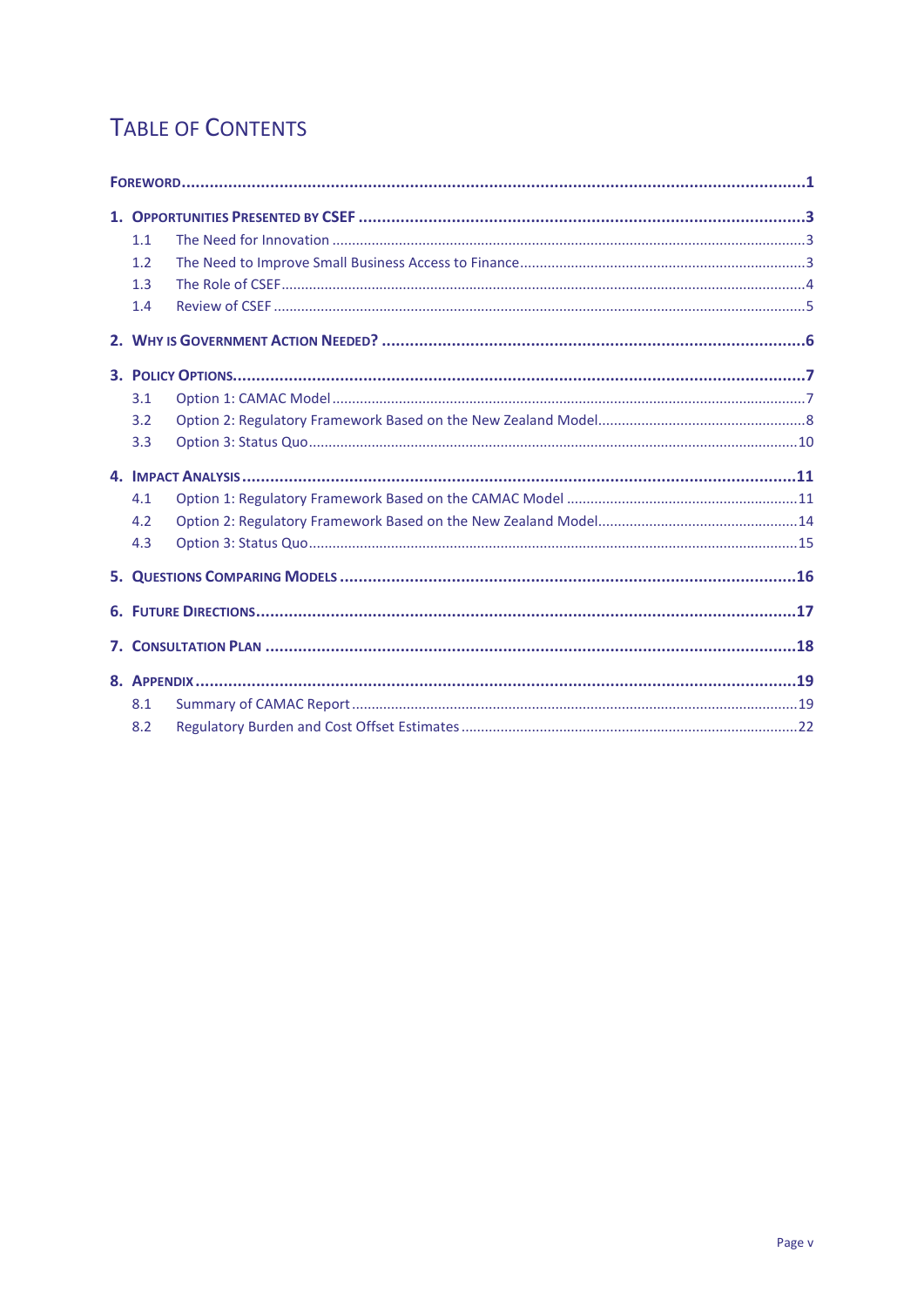# Table of Contents

**Foreword** .......... **1**

**1. Opportunities Presented by CSEF** .......... **3**

- 1.1 The Need for Innovation .......... 3
- 1.2 The Need to Improve Small Business Access to Finance .......... 3
- 1.3 The Role of CSEF .......... 4
- 1.4 Review of CSEF .......... 5

**2. Why is Government Action Needed?** .......... **6**

**3. Policy Options** .......... **7**

- 3.1 Option 1: CAMAC Model .......... 7
- 3.2 Option 2: Regulatory Framework Based on the New Zealand Model .......... 8
- 3.3 Option 3: Status Quo .......... 10

**4. Impact Analysis** .......... **11**

- 4.1 Option 1: Regulatory Framework Based on the CAMAC Model .......... 11
- 4.2 Option 2: Regulatory Framework Based on the New Zealand Model .......... 14
- 4.3 Option 3: Status Quo .......... 15

**5. Questions Comparing Models** .......... **16**

**6. Future Directions** .......... **17**

**7. Consultation Plan** .......... **18**

**8. Appendix** .......... **19**

- 8.1 Summary of CAMAC Report .......... 19
- 8.2 Regulatory Burden and Cost Offset Estimates .......... 22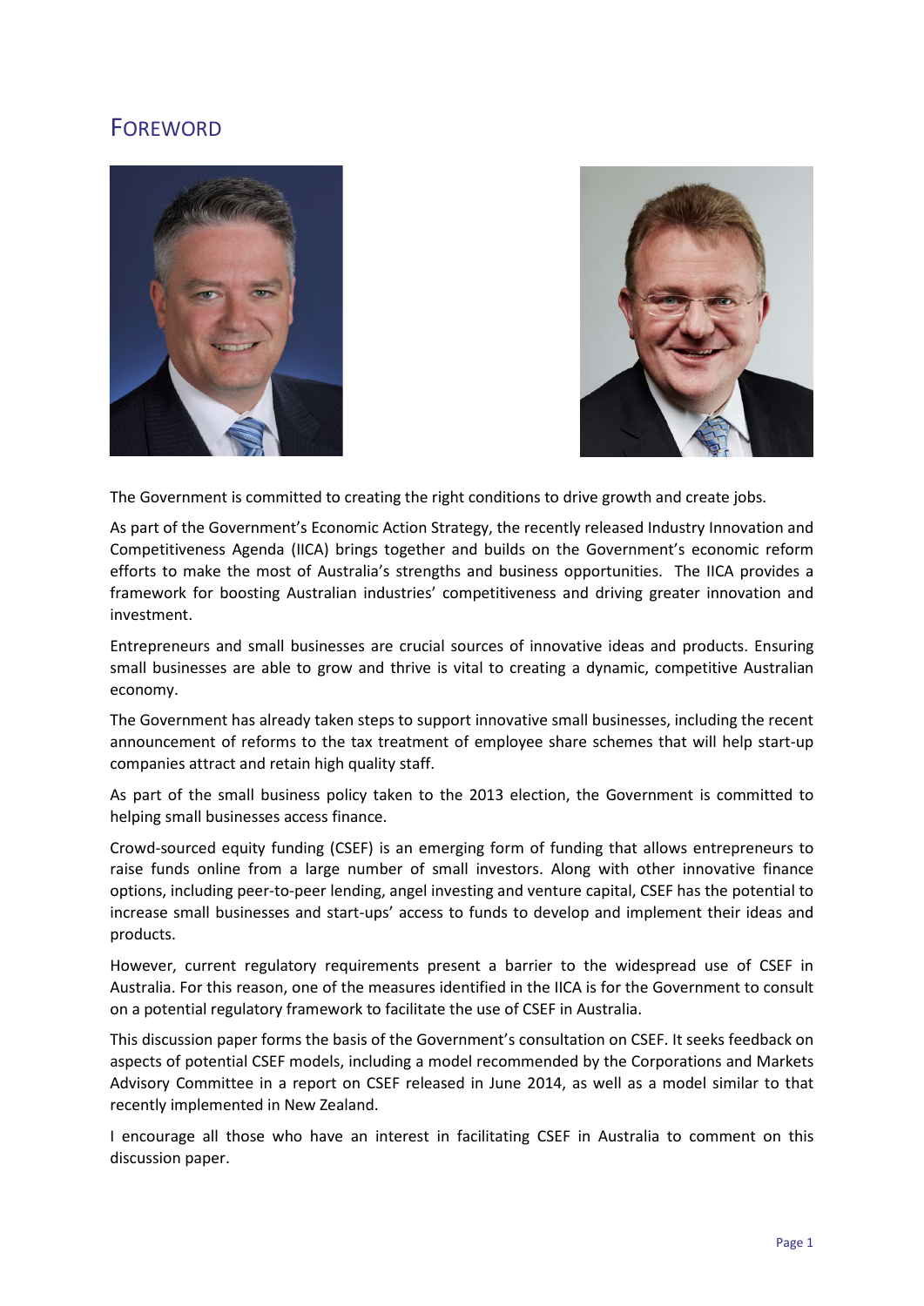# FOREWORD

The Government is committed to creating the right conditions to drive growth and create jobs.

As part of the Government's Economic Action Strategy, the recently released Industry Innovation and Competitiveness Agenda (IICA) brings together and builds on the Government's economic reform efforts to make the most of Australia's strengths and business opportunities. The IICA provides a framework for boosting Australian industries' competitiveness and driving greater innovation and investment.

Entrepreneurs and small businesses are crucial sources of innovative ideas and products. Ensuring small businesses are able to grow and thrive is vital to creating a dynamic, competitive Australian economy.

The Government has already taken steps to support innovative small businesses, including the recent announcement of reforms to the tax treatment of employee share schemes that will help start-up companies attract and retain high quality staff.

As part of the small business policy taken to the 2013 election, the Government is committed to helping small businesses access finance.

Crowd-sourced equity funding (CSEF) is an emerging form of funding that allows entrepreneurs to raise funds online from a large number of small investors. Along with other innovative finance options, including peer-to-peer lending, angel investing and venture capital, CSEF has the potential to increase small businesses and start-ups' access to funds to develop and implement their ideas and products.

However, current regulatory requirements present a barrier to the widespread use of CSEF in Australia. For this reason, one of the measures identified in the IICA is for the Government to consult on a potential regulatory framework to facilitate the use of CSEF in Australia.

This discussion paper forms the basis of the Government's consultation on CSEF. It seeks feedback on aspects of potential CSEF models, including a model recommended by the Corporations and Markets Advisory Committee in a report on CSEF released in June 2014, as well as a model similar to that recently implemented in New Zealand.

I encourage all those who have an interest in facilitating CSEF in Australia to comment on this discussion paper.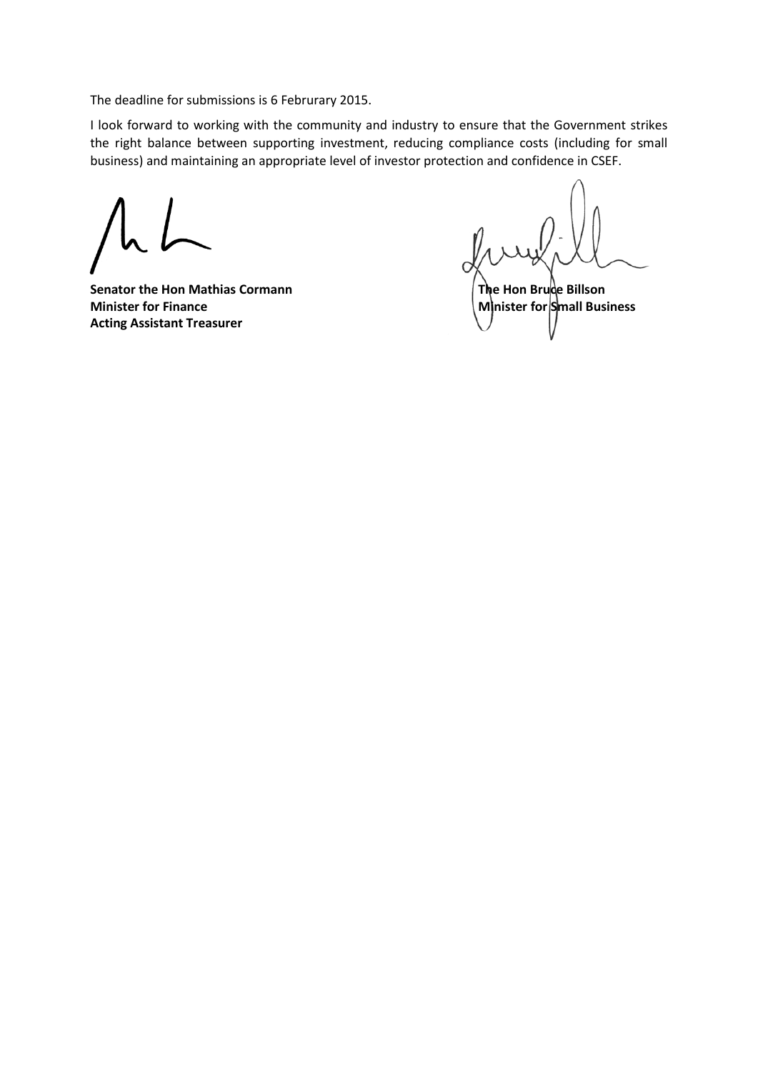The deadline for submissions is 6 Februrary 2015.

I look forward to working with the community and industry to ensure that the Government strikes the right balance between supporting investment, reducing compliance costs (including for small business) and maintaining an appropriate level of investor protection and confidence in CSEF.

**Senator the Hon Mathias Cormann**
**Minister for Finance**
**Acting Assistant Treasurer**

**The Hon Bruce Billson**
**Minister for Small Business**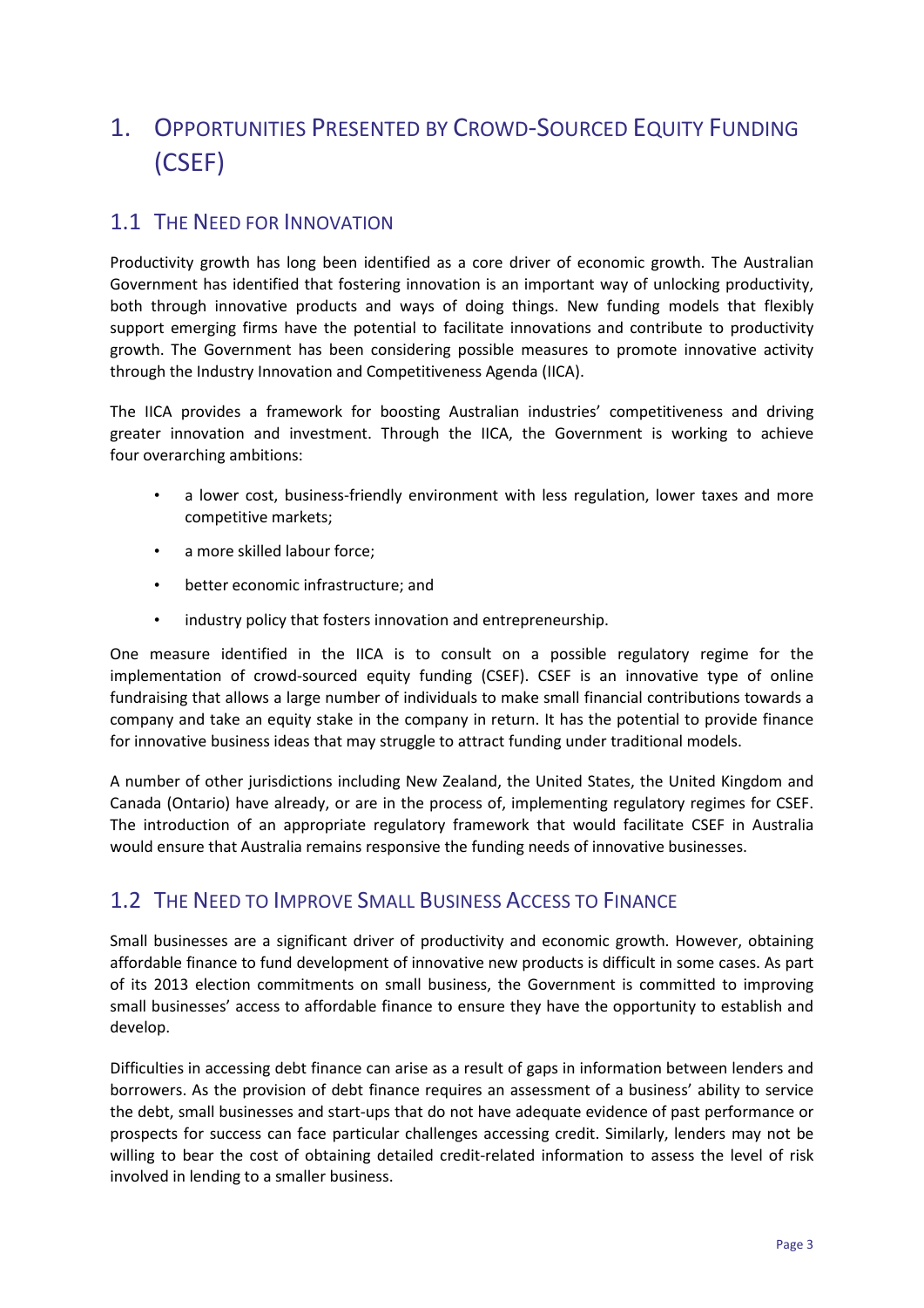# 1. Opportunities Presented by Crowd-Sourced Equity Funding (CSEF)

## 1.1 The Need for Innovation

Productivity growth has long been identified as a core driver of economic growth. The Australian Government has identified that fostering innovation is an important way of unlocking productivity, both through innovative products and ways of doing things. New funding models that flexibly support emerging firms have the potential to facilitate innovations and contribute to productivity growth. The Government has been considering possible measures to promote innovative activity through the Industry Innovation and Competitiveness Agenda (IICA).

The IICA provides a framework for boosting Australian industries' competitiveness and driving greater innovation and investment. Through the IICA, the Government is working to achieve four overarching ambitions:

- a lower cost, business-friendly environment with less regulation, lower taxes and more competitive markets;
- a more skilled labour force;
- better economic infrastructure; and
- industry policy that fosters innovation and entrepreneurship.

One measure identified in the IICA is to consult on a possible regulatory regime for the implementation of crowd-sourced equity funding (CSEF). CSEF is an innovative type of online fundraising that allows a large number of individuals to make small financial contributions towards a company and take an equity stake in the company in return. It has the potential to provide finance for innovative business ideas that may struggle to attract funding under traditional models.

A number of other jurisdictions including New Zealand, the United States, the United Kingdom and Canada (Ontario) have already, or are in the process of, implementing regulatory regimes for CSEF. The introduction of an appropriate regulatory framework that would facilitate CSEF in Australia would ensure that Australia remains responsive the funding needs of innovative businesses.

## 1.2 The Need to Improve Small Business Access to Finance

Small businesses are a significant driver of productivity and economic growth. However, obtaining affordable finance to fund development of innovative new products is difficult in some cases. As part of its 2013 election commitments on small business, the Government is committed to improving small businesses' access to affordable finance to ensure they have the opportunity to establish and develop.

Difficulties in accessing debt finance can arise as a result of gaps in information between lenders and borrowers. As the provision of debt finance requires an assessment of a business' ability to service the debt, small businesses and start-ups that do not have adequate evidence of past performance or prospects for success can face particular challenges accessing credit. Similarly, lenders may not be willing to bear the cost of obtaining detailed credit-related information to assess the level of risk involved in lending to a smaller business.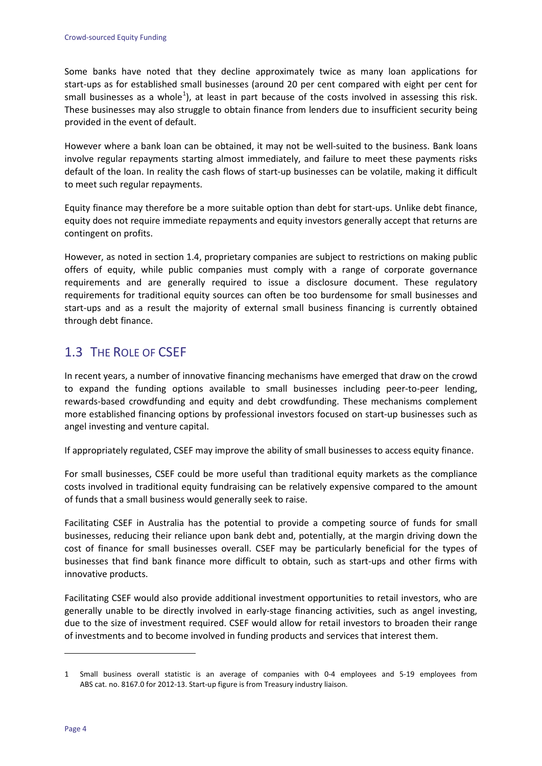Some banks have noted that they decline approximately twice as many loan applications for start-ups as for established small businesses (around 20 per cent compared with eight per cent for small businesses as a whole[1]), at least in part because of the costs involved in assessing this risk. These businesses may also struggle to obtain finance from lenders due to insufficient security being provided in the event of default.

However where a bank loan can be obtained, it may not be well-suited to the business. Bank loans involve regular repayments starting almost immediately, and failure to meet these payments risks default of the loan. In reality the cash flows of start-up businesses can be volatile, making it difficult to meet such regular repayments.

Equity finance may therefore be a more suitable option than debt for start-ups. Unlike debt finance, equity does not require immediate repayments and equity investors generally accept that returns are contingent on profits.

However, as noted in section 1.4, proprietary companies are subject to restrictions on making public offers of equity, while public companies must comply with a range of corporate governance requirements and are generally required to issue a disclosure document. These regulatory requirements for traditional equity sources can often be too burdensome for small businesses and start-ups and as a result the majority of external small business financing is currently obtained through debt finance.

## 1.3 The Role of CSEF

In recent years, a number of innovative financing mechanisms have emerged that draw on the crowd to expand the funding options available to small businesses including peer-to-peer lending, rewards-based crowdfunding and equity and debt crowdfunding. These mechanisms complement more established financing options by professional investors focused on start-up businesses such as angel investing and venture capital.

If appropriately regulated, CSEF may improve the ability of small businesses to access equity finance.

For small businesses, CSEF could be more useful than traditional equity markets as the compliance costs involved in traditional equity fundraising can be relatively expensive compared to the amount of funds that a small business would generally seek to raise.

Facilitating CSEF in Australia has the potential to provide a competing source of funds for small businesses, reducing their reliance upon bank debt and, potentially, at the margin driving down the cost of finance for small businesses overall. CSEF may be particularly beneficial for the types of businesses that find bank finance more difficult to obtain, such as start-ups and other firms with innovative products.

Facilitating CSEF would also provide additional investment opportunities to retail investors, who are generally unable to be directly involved in early-stage financing activities, such as angel investing, due to the size of investment required. CSEF would allow for retail investors to broaden their range of investments and to become involved in funding products and services that interest them.

---

1 Small business overall statistic is an average of companies with 0-4 employees and 5-19 employees from ABS cat. no. 8167.0 for 2012-13. Start-up figure is from Treasury industry liaison.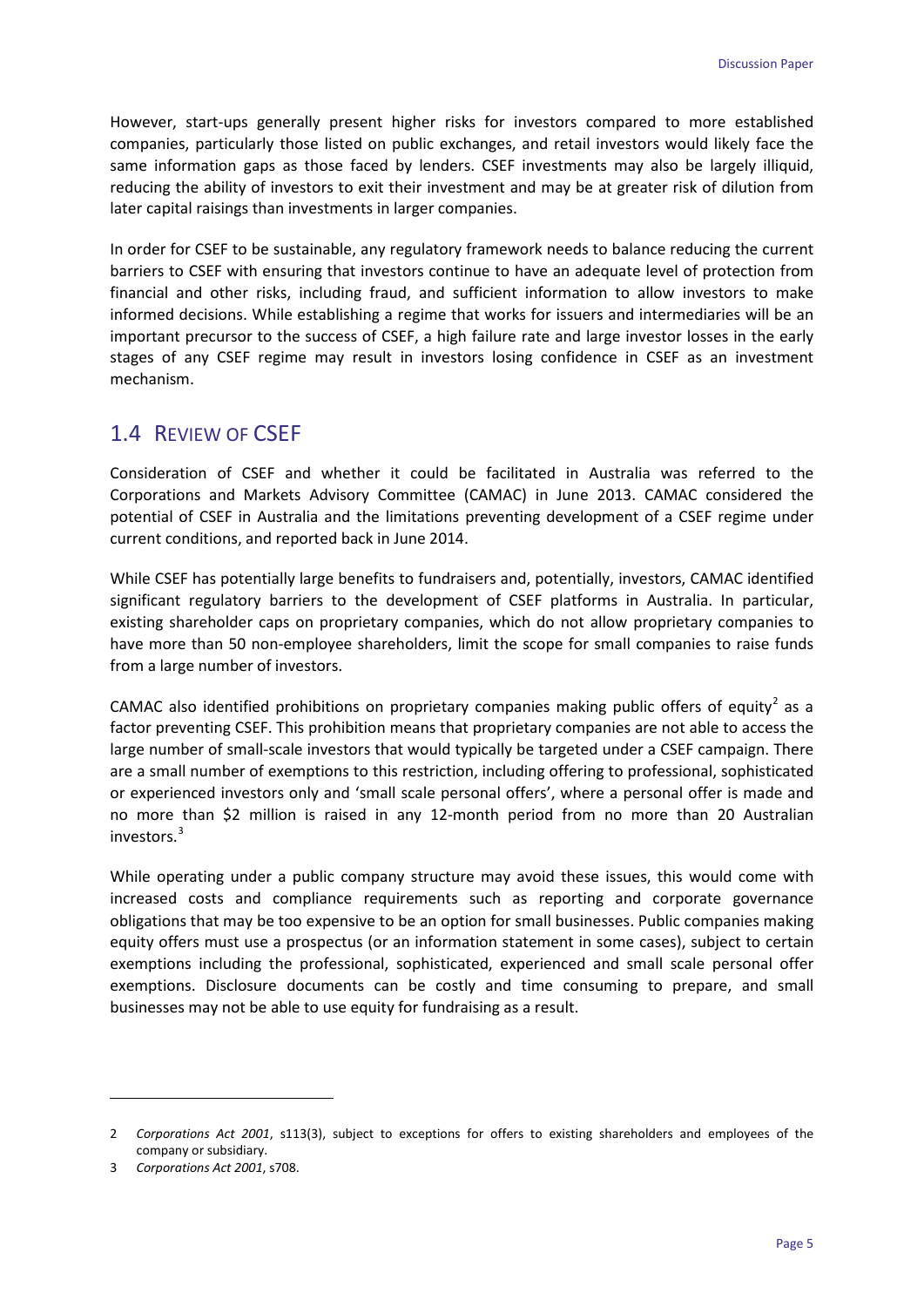However, start-ups generally present higher risks for investors compared to more established companies, particularly those listed on public exchanges, and retail investors would likely face the same information gaps as those faced by lenders. CSEF investments may also be largely illiquid, reducing the ability of investors to exit their investment and may be at greater risk of dilution from later capital raisings than investments in larger companies.

In order for CSEF to be sustainable, any regulatory framework needs to balance reducing the current barriers to CSEF with ensuring that investors continue to have an adequate level of protection from financial and other risks, including fraud, and sufficient information to allow investors to make informed decisions. While establishing a regime that works for issuers and intermediaries will be an important precursor to the success of CSEF, a high failure rate and large investor losses in the early stages of any CSEF regime may result in investors losing confidence in CSEF as an investment mechanism.

## 1.4 Review of CSEF

Consideration of CSEF and whether it could be facilitated in Australia was referred to the Corporations and Markets Advisory Committee (CAMAC) in June 2013. CAMAC considered the potential of CSEF in Australia and the limitations preventing development of a CSEF regime under current conditions, and reported back in June 2014.

While CSEF has potentially large benefits to fundraisers and, potentially, investors, CAMAC identified significant regulatory barriers to the development of CSEF platforms in Australia. In particular, existing shareholder caps on proprietary companies, which do not allow proprietary companies to have more than 50 non-employee shareholders, limit the scope for small companies to raise funds from a large number of investors.

CAMAC also identified prohibitions on proprietary companies making public offers of equity[2] as a factor preventing CSEF. This prohibition means that proprietary companies are not able to access the large number of small-scale investors that would typically be targeted under a CSEF campaign. There are a small number of exemptions to this restriction, including offering to professional, sophisticated or experienced investors only and 'small scale personal offers', where a personal offer is made and no more than $2 million is raised in any 12-month period from no more than 20 Australian investors.[3]

While operating under a public company structure may avoid these issues, this would come with increased costs and compliance requirements such as reporting and corporate governance obligations that may be too expensive to be an option for small businesses. Public companies making equity offers must use a prospectus (or an information statement in some cases), subject to certain exemptions including the professional, sophisticated, experienced and small scale personal offer exemptions. Disclosure documents can be costly and time consuming to prepare, and small businesses may not be able to use equity for fundraising as a result.

---

2 *Corporations Act 2001*, s113(3), subject to exceptions for offers to existing shareholders and employees of the company or subsidiary.

3 *Corporations Act 2001*, s708.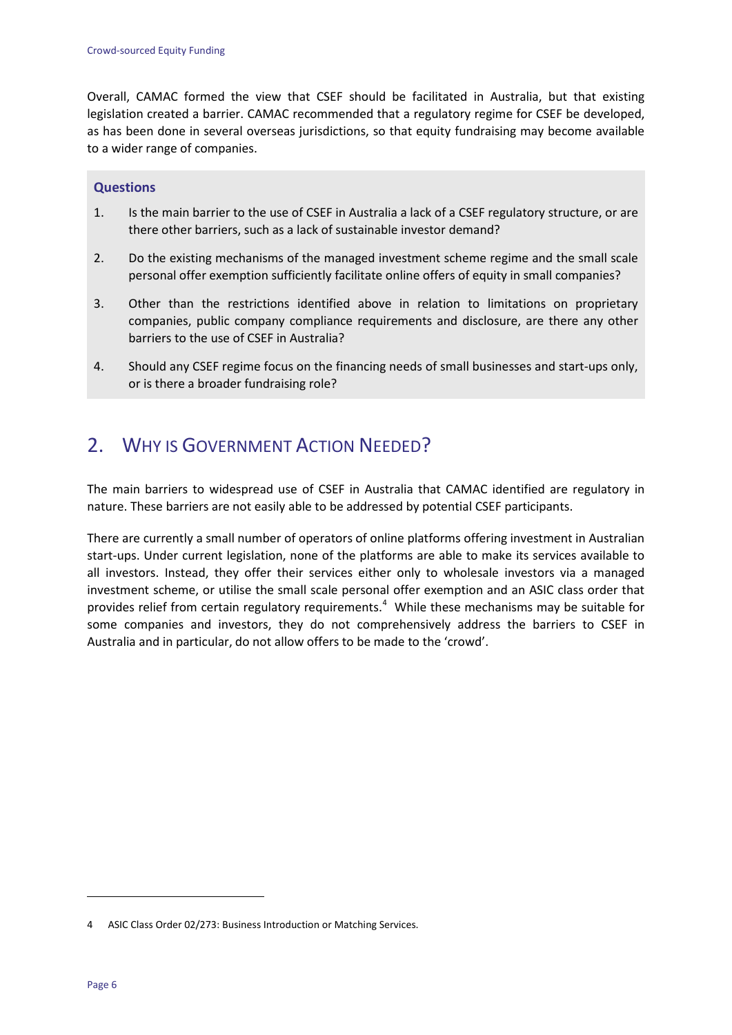Overall, CAMAC formed the view that CSEF should be facilitated in Australia, but that existing legislation created a barrier. CAMAC recommended that a regulatory regime for CSEF be developed, as has been done in several overseas jurisdictions, so that equity fundraising may become available to a wider range of companies.

**Questions**

1. Is the main barrier to the use of CSEF in Australia a lack of a CSEF regulatory structure, or are there other barriers, such as a lack of sustainable investor demand?
2. Do the existing mechanisms of the managed investment scheme regime and the small scale personal offer exemption sufficiently facilitate online offers of equity in small companies?
3. Other than the restrictions identified above in relation to limitations on proprietary companies, public company compliance requirements and disclosure, are there any other barriers to the use of CSEF in Australia?
4. Should any CSEF regime focus on the financing needs of small businesses and start-ups only, or is there a broader fundraising role?

## 2. Why is Government Action Needed?

The main barriers to widespread use of CSEF in Australia that CAMAC identified are regulatory in nature. These barriers are not easily able to be addressed by potential CSEF participants.

There are currently a small number of operators of online platforms offering investment in Australian start-ups. Under current legislation, none of the platforms are able to make its services available to all investors. Instead, they offer their services either only to wholesale investors via a managed investment scheme, or utilise the small scale personal offer exemption and an ASIC class order that provides relief from certain regulatory requirements.[4] While these mechanisms may be suitable for some companies and investors, they do not comprehensively address the barriers to CSEF in Australia and in particular, do not allow offers to be made to the 'crowd'.

---

4 ASIC Class Order 02/273: Business Introduction or Matching Services.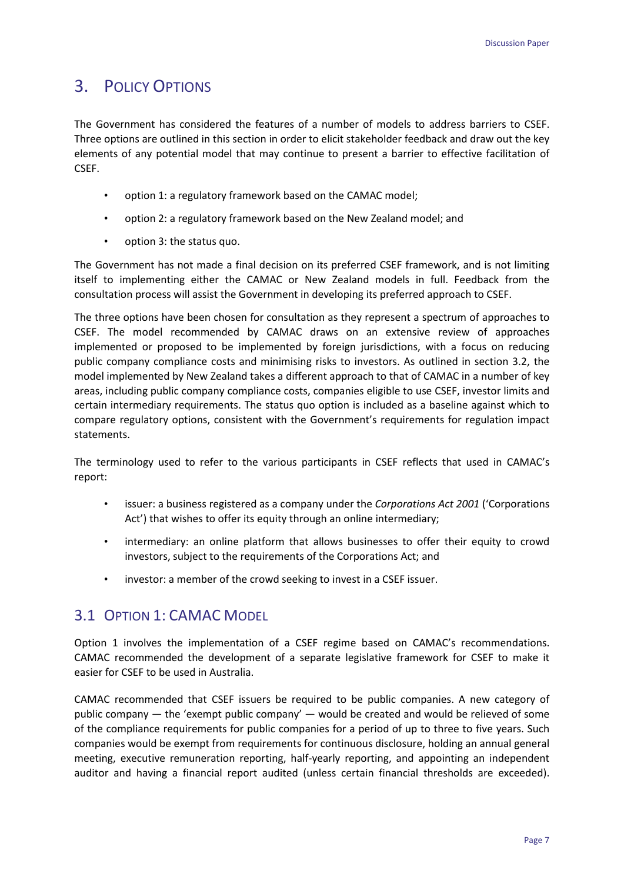## 3. Policy Options

The Government has considered the features of a number of models to address barriers to CSEF. Three options are outlined in this section in order to elicit stakeholder feedback and draw out the key elements of any potential model that may continue to present a barrier to effective facilitation of CSEF.

- option 1: a regulatory framework based on the CAMAC model;
- option 2: a regulatory framework based on the New Zealand model; and
- option 3: the status quo.

The Government has not made a final decision on its preferred CSEF framework, and is not limiting itself to implementing either the CAMAC or New Zealand models in full. Feedback from the consultation process will assist the Government in developing its preferred approach to CSEF.

The three options have been chosen for consultation as they represent a spectrum of approaches to CSEF. The model recommended by CAMAC draws on an extensive review of approaches implemented or proposed to be implemented by foreign jurisdictions, with a focus on reducing public company compliance costs and minimising risks to investors. As outlined in section 3.2, the model implemented by New Zealand takes a different approach to that of CAMAC in a number of key areas, including public company compliance costs, companies eligible to use CSEF, investor limits and certain intermediary requirements. The status quo option is included as a baseline against which to compare regulatory options, consistent with the Government's requirements for regulation impact statements.

The terminology used to refer to the various participants in CSEF reflects that used in CAMAC's report:

- issuer: a business registered as a company under the *Corporations Act 2001* ('Corporations Act') that wishes to offer its equity through an online intermediary;
- intermediary: an online platform that allows businesses to offer their equity to crowd investors, subject to the requirements of the Corporations Act; and
- investor: a member of the crowd seeking to invest in a CSEF issuer.

### 3.1 Option 1: CAMAC Model

Option 1 involves the implementation of a CSEF regime based on CAMAC's recommendations. CAMAC recommended the development of a separate legislative framework for CSEF to make it easier for CSEF to be used in Australia.

CAMAC recommended that CSEF issuers be required to be public companies. A new category of public company — the 'exempt public company' — would be created and would be relieved of some of the compliance requirements for public companies for a period of up to three to five years. Such companies would be exempt from requirements for continuous disclosure, holding an annual general meeting, executive remuneration reporting, half-yearly reporting, and appointing an independent auditor and having a financial report audited (unless certain financial thresholds are exceeded).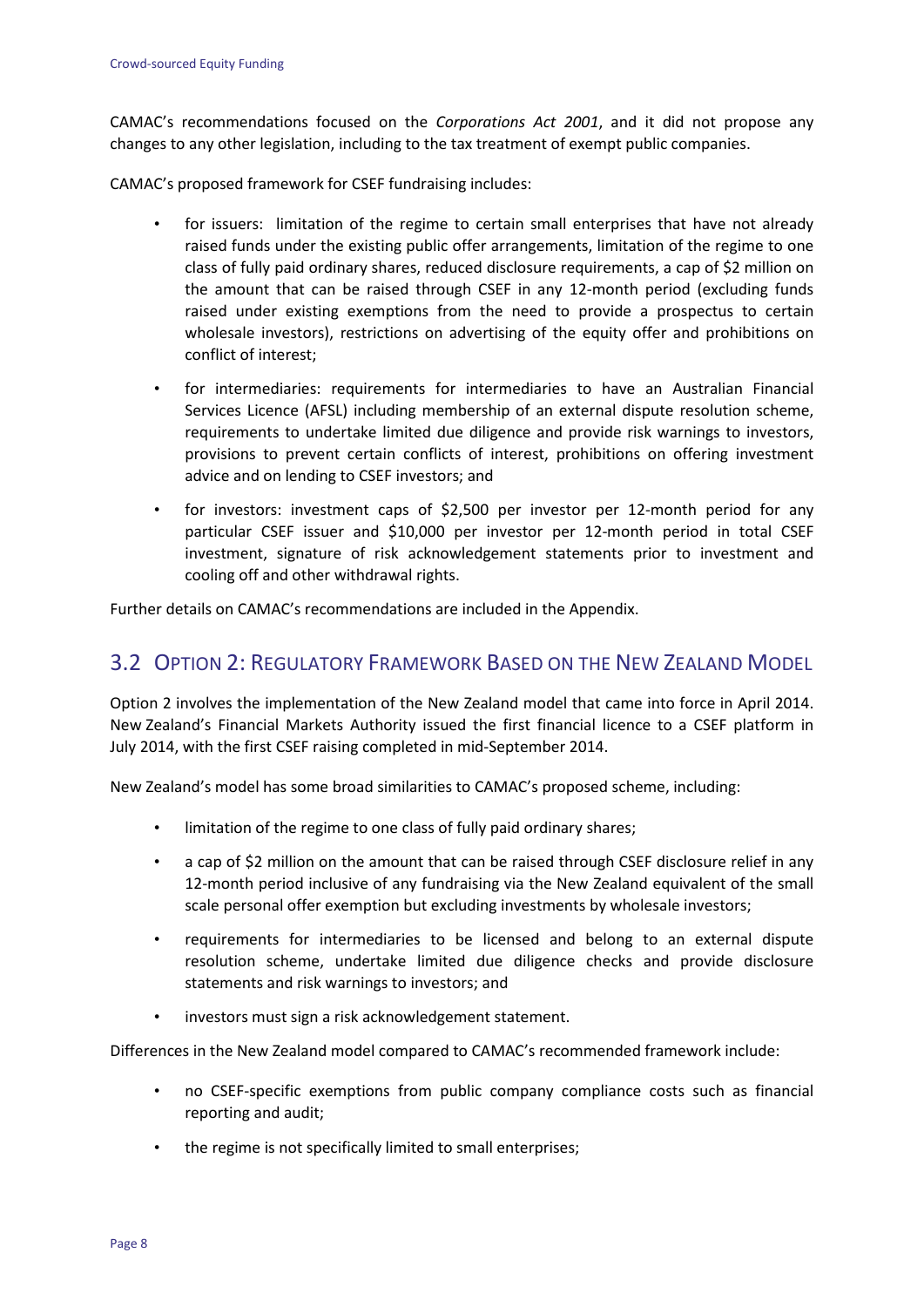CAMAC's recommendations focused on the *Corporations Act 2001*, and it did not propose any changes to any other legislation, including to the tax treatment of exempt public companies.

CAMAC's proposed framework for CSEF fundraising includes:

- for issuers: limitation of the regime to certain small enterprises that have not already raised funds under the existing public offer arrangements, limitation of the regime to one class of fully paid ordinary shares, reduced disclosure requirements, a cap of $2 million on the amount that can be raised through CSEF in any 12-month period (excluding funds raised under existing exemptions from the need to provide a prospectus to certain wholesale investors), restrictions on advertising of the equity offer and prohibitions on conflict of interest;
- for intermediaries: requirements for intermediaries to have an Australian Financial Services Licence (AFSL) including membership of an external dispute resolution scheme, requirements to undertake limited due diligence and provide risk warnings to investors, provisions to prevent certain conflicts of interest, prohibitions on offering investment advice and on lending to CSEF investors; and
- for investors: investment caps of $2,500 per investor per 12-month period for any particular CSEF issuer and $10,000 per investor per 12-month period in total CSEF investment, signature of risk acknowledgement statements prior to investment and cooling off and other withdrawal rights.

Further details on CAMAC's recommendations are included in the Appendix.

## 3.2 Option 2: Regulatory Framework Based on the New Zealand Model

Option 2 involves the implementation of the New Zealand model that came into force in April 2014. New Zealand's Financial Markets Authority issued the first financial licence to a CSEF platform in July 2014, with the first CSEF raising completed in mid-September 2014.

New Zealand's model has some broad similarities to CAMAC's proposed scheme, including:

- limitation of the regime to one class of fully paid ordinary shares;
- a cap of $2 million on the amount that can be raised through CSEF disclosure relief in any 12-month period inclusive of any fundraising via the New Zealand equivalent of the small scale personal offer exemption but excluding investments by wholesale investors;
- requirements for intermediaries to be licensed and belong to an external dispute resolution scheme, undertake limited due diligence checks and provide disclosure statements and risk warnings to investors; and
- investors must sign a risk acknowledgement statement.

Differences in the New Zealand model compared to CAMAC's recommended framework include:

- no CSEF-specific exemptions from public company compliance costs such as financial reporting and audit;
- the regime is not specifically limited to small enterprises;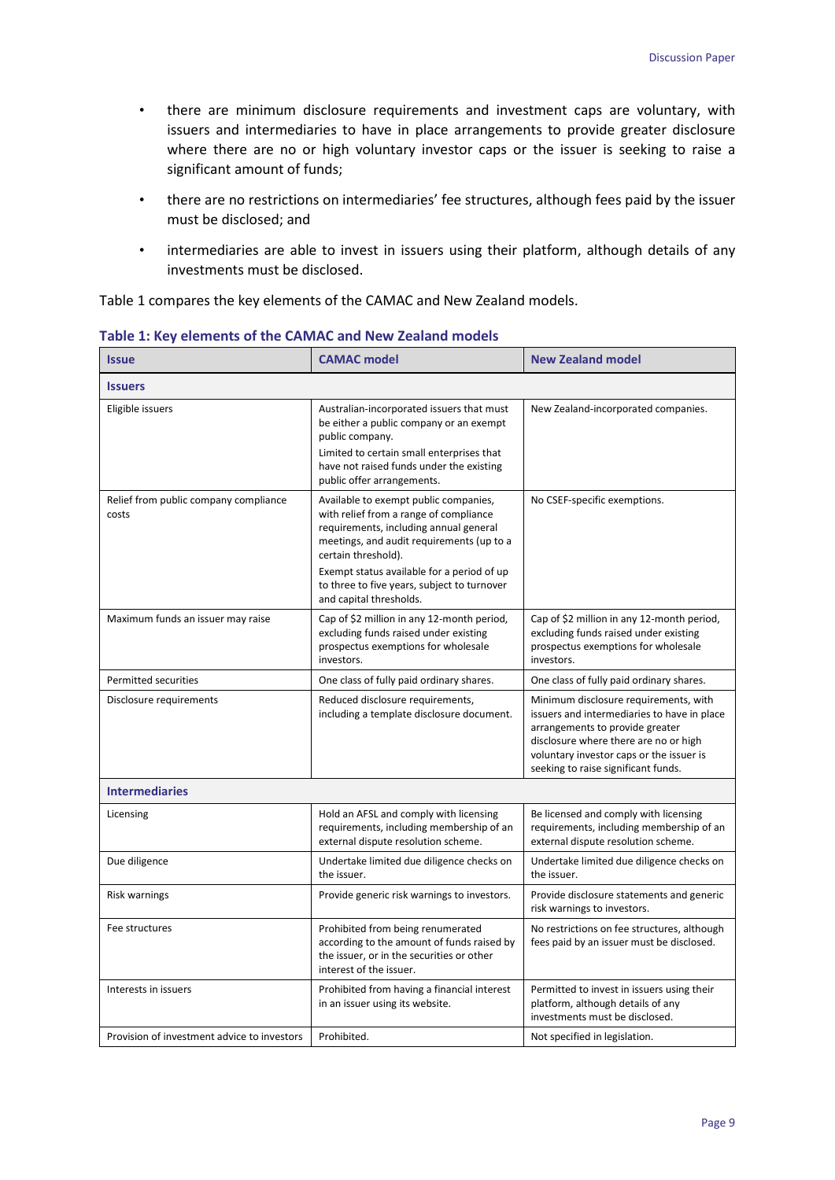- there are minimum disclosure requirements and investment caps are voluntary, with issuers and intermediaries to have in place arrangements to provide greater disclosure where there are no or high voluntary investor caps or the issuer is seeking to raise a significant amount of funds;
- there are no restrictions on intermediaries' fee structures, although fees paid by the issuer must be disclosed; and
- intermediaries are able to invest in issuers using their platform, although details of any investments must be disclosed.

Table 1 compares the key elements of the CAMAC and New Zealand models.

**Table 1: Key elements of the CAMAC and New Zealand models**

| Issue | CAMAC model | New Zealand model |
|---|---|---|
| **Issuers** | | |
| Eligible issuers | Australian-incorporated issuers that must be either a public company or an exempt public company. Limited to certain small enterprises that have not raised funds under the existing public offer arrangements. | New Zealand-incorporated companies. |
| Relief from public company compliance costs | Available to exempt public companies, with relief from a range of compliance requirements, including annual general meetings, and audit requirements (up to a certain threshold). Exempt status available for a period of up to three to five years, subject to turnover and capital thresholds. | No CSEF-specific exemptions. |
| Maximum funds an issuer may raise | Cap of $2 million in any 12-month period, excluding funds raised under existing prospectus exemptions for wholesale investors. | Cap of $2 million in any 12-month period, excluding funds raised under existing prospectus exemptions for wholesale investors. |
| Permitted securities | One class of fully paid ordinary shares. | One class of fully paid ordinary shares. |
| Disclosure requirements | Reduced disclosure requirements, including a template disclosure document. | Minimum disclosure requirements, with issuers and intermediaries to have in place arrangements to provide greater disclosure where there are no or high voluntary investor caps or the issuer is seeking to raise significant funds. |
| **Intermediaries** | | |
| Licensing | Hold an AFSL and comply with licensing requirements, including membership of an external dispute resolution scheme. | Be licensed and comply with licensing requirements, including membership of an external dispute resolution scheme. |
| Due diligence | Undertake limited due diligence checks on the issuer. | Undertake limited due diligence checks on the issuer. |
| Risk warnings | Provide generic risk warnings to investors. | Provide disclosure statements and generic risk warnings to investors. |
| Fee structures | Prohibited from being renumerated according to the amount of funds raised by the issuer, or in the securities or other interest of the issuer. | No restrictions on fee structures, although fees paid by an issuer must be disclosed. |
| Interests in issuers | Prohibited from having a financial interest in an issuer using its website. | Permitted to invest in issuers using their platform, although details of any investments must be disclosed. |
| Provision of investment advice to investors | Prohibited. | Not specified in legislation. |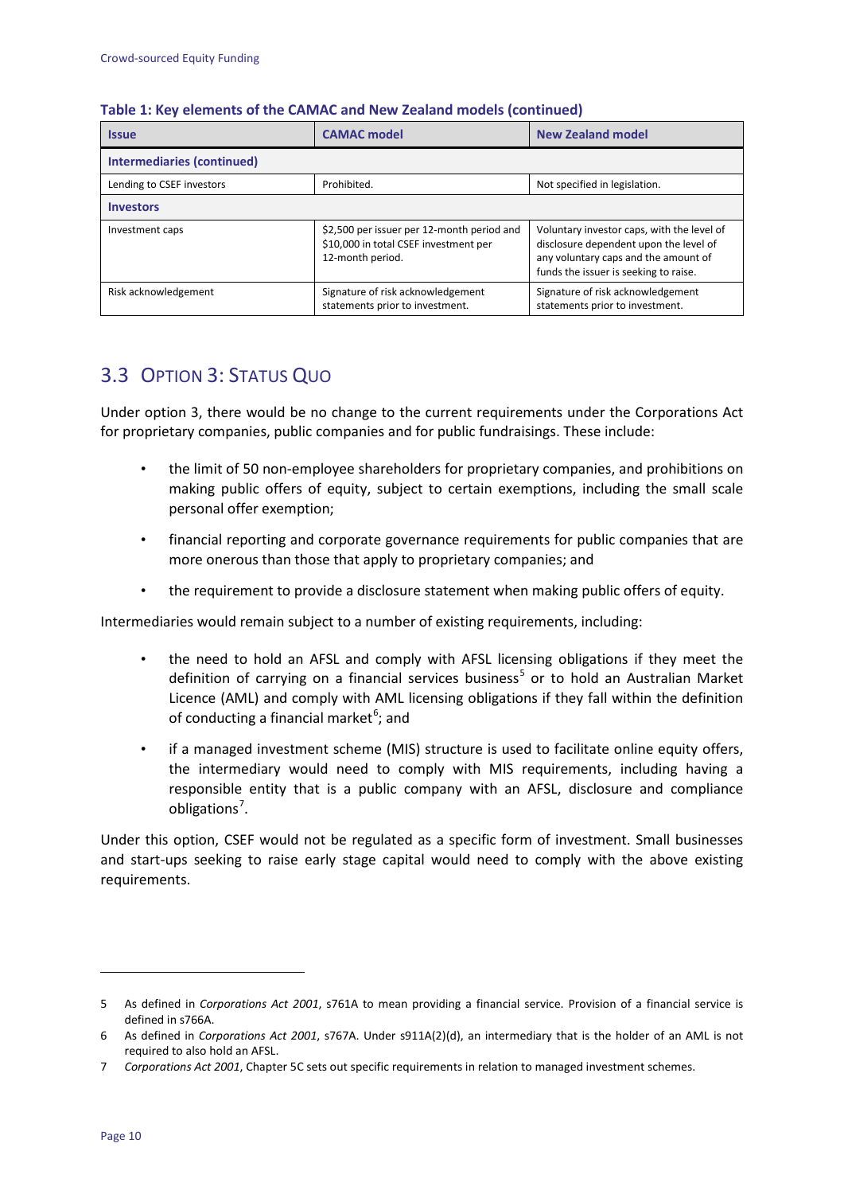**Table 1: Key elements of the CAMAC and New Zealand models (continued)**

| Issue | CAMAC model | New Zealand model |
| --- | --- | --- |
| **Intermediaries (continued)** | | |
| Lending to CSEF investors | Prohibited. | Not specified in legislation. |
| **Investors** | | |
| Investment caps | $2,500 per issuer per 12-month period and $10,000 in total CSEF investment per 12-month period. | Voluntary investor caps, with the level of disclosure dependent upon the level of any voluntary caps and the amount of funds the issuer is seeking to raise. |
| Risk acknowledgement | Signature of risk acknowledgement statements prior to investment. | Signature of risk acknowledgement statements prior to investment. |

## 3.3 Option 3: Status Quo

Under option 3, there would be no change to the current requirements under the Corporations Act for proprietary companies, public companies and for public fundraisings. These include:

- the limit of 50 non-employee shareholders for proprietary companies, and prohibitions on making public offers of equity, subject to certain exemptions, including the small scale personal offer exemption;
- financial reporting and corporate governance requirements for public companies that are more onerous than those that apply to proprietary companies; and
- the requirement to provide a disclosure statement when making public offers of equity.

Intermediaries would remain subject to a number of existing requirements, including:

- the need to hold an AFSL and comply with AFSL licensing obligations if they meet the definition of carrying on a financial services business[5] or to hold an Australian Market Licence (AML) and comply with AML licensing obligations if they fall within the definition of conducting a financial market[6]; and
- if a managed investment scheme (MIS) structure is used to facilitate online equity offers, the intermediary would need to comply with MIS requirements, including having a responsible entity that is a public company with an AFSL, disclosure and compliance obligations[7].

Under this option, CSEF would not be regulated as a specific form of investment. Small businesses and start-ups seeking to raise early stage capital would need to comply with the above existing requirements.

---

5 As defined in *Corporations Act 2001*, s761A to mean providing a financial service. Provision of a financial service is defined in s766A.

6 As defined in *Corporations Act 2001*, s767A. Under s911A(2)(d), an intermediary that is the holder of an AML is not required to also hold an AFSL.

7 *Corporations Act 2001*, Chapter 5C sets out specific requirements in relation to managed investment schemes.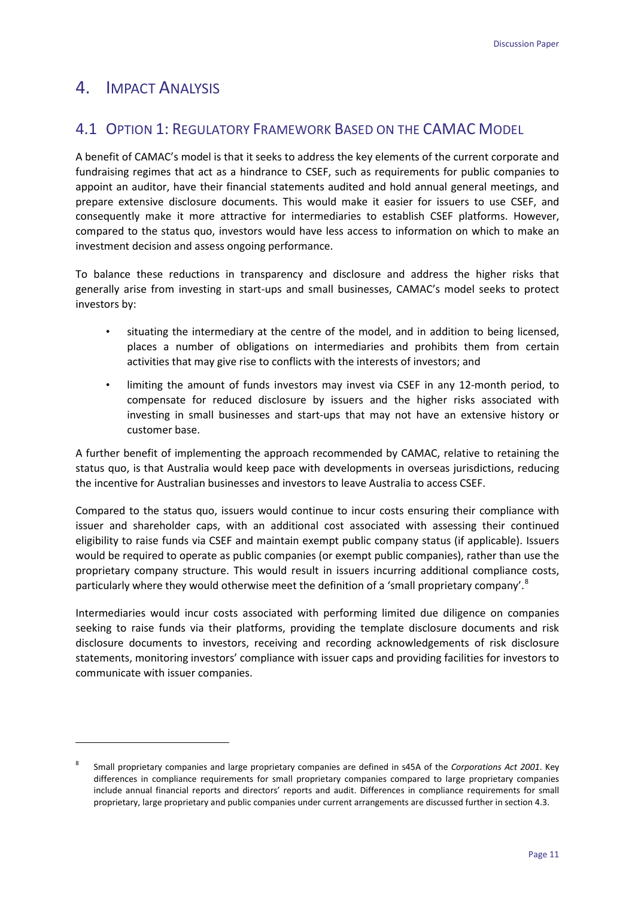# 4. Impact Analysis

## 4.1 Option 1: Regulatory Framework Based on the CAMAC Model

A benefit of CAMAC's model is that it seeks to address the key elements of the current corporate and fundraising regimes that act as a hindrance to CSEF, such as requirements for public companies to appoint an auditor, have their financial statements audited and hold annual general meetings, and prepare extensive disclosure documents. This would make it easier for issuers to use CSEF, and consequently make it more attractive for intermediaries to establish CSEF platforms. However, compared to the status quo, investors would have less access to information on which to make an investment decision and assess ongoing performance.

To balance these reductions in transparency and disclosure and address the higher risks that generally arise from investing in start-ups and small businesses, CAMAC's model seeks to protect investors by:

- situating the intermediary at the centre of the model, and in addition to being licensed, places a number of obligations on intermediaries and prohibits them from certain activities that may give rise to conflicts with the interests of investors; and
- limiting the amount of funds investors may invest via CSEF in any 12-month period, to compensate for reduced disclosure by issuers and the higher risks associated with investing in small businesses and start-ups that may not have an extensive history or customer base.

A further benefit of implementing the approach recommended by CAMAC, relative to retaining the status quo, is that Australia would keep pace with developments in overseas jurisdictions, reducing the incentive for Australian businesses and investors to leave Australia to access CSEF.

Compared to the status quo, issuers would continue to incur costs ensuring their compliance with issuer and shareholder caps, with an additional cost associated with assessing their continued eligibility to raise funds via CSEF and maintain exempt public company status (if applicable). Issuers would be required to operate as public companies (or exempt public companies), rather than use the proprietary company structure. This would result in issuers incurring additional compliance costs, particularly where they would otherwise meet the definition of a 'small proprietary company'.[8]

Intermediaries would incur costs associated with performing limited due diligence on companies seeking to raise funds via their platforms, providing the template disclosure documents and risk disclosure documents to investors, receiving and recording acknowledgements of risk disclosure statements, monitoring investors' compliance with issuer caps and providing facilities for investors to communicate with issuer companies.

---

[8] Small proprietary companies and large proprietary companies are defined in s45A of the *Corporations Act 2001*. Key differences in compliance requirements for small proprietary companies compared to large proprietary companies include annual financial reports and directors' reports and audit. Differences in compliance requirements for small proprietary, large proprietary and public companies under current arrangements are discussed further in section 4.3.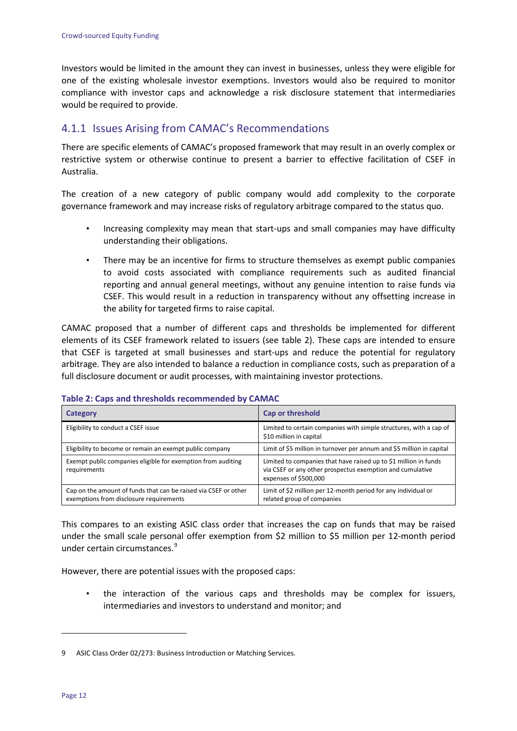Investors would be limited in the amount they can invest in businesses, unless they were eligible for one of the existing wholesale investor exemptions. Investors would also be required to monitor compliance with investor caps and acknowledge a risk disclosure statement that intermediaries would be required to provide.

### 4.1.1 Issues Arising from CAMAC's Recommendations

There are specific elements of CAMAC's proposed framework that may result in an overly complex or restrictive system or otherwise continue to present a barrier to effective facilitation of CSEF in Australia.

The creation of a new category of public company would add complexity to the corporate governance framework and may increase risks of regulatory arbitrage compared to the status quo.

- Increasing complexity may mean that start-ups and small companies may have difficulty understanding their obligations.
- There may be an incentive for firms to structure themselves as exempt public companies to avoid costs associated with compliance requirements such as audited financial reporting and annual general meetings, without any genuine intention to raise funds via CSEF. This would result in a reduction in transparency without any offsetting increase in the ability for targeted firms to raise capital.

CAMAC proposed that a number of different caps and thresholds be implemented for different elements of its CSEF framework related to issuers (see table 2). These caps are intended to ensure that CSEF is targeted at small businesses and start-ups and reduce the potential for regulatory arbitrage. They are also intended to balance a reduction in compliance costs, such as preparation of a full disclosure document or audit processes, with maintaining investor protections.

**Table 2: Caps and thresholds recommended by CAMAC**

| Category | Cap or threshold |
|---|---|
| Eligibility to conduct a CSEF issue | Limited to certain companies with simple structures, with a cap of $10 million in capital |
| Eligibility to become or remain an exempt public company | Limit of $5 million in turnover per annum and $5 million in capital |
| Exempt public companies eligible for exemption from auditing requirements | Limited to companies that have raised up to $1 million in funds via CSEF or any other prospectus exemption and cumulative expenses of $500,000 |
| Cap on the amount of funds that can be raised via CSEF or other exemptions from disclosure requirements | Limit of $2 million per 12-month period for any individual or related group of companies |

This compares to an existing ASIC class order that increases the cap on funds that may be raised under the small scale personal offer exemption from $2 million to $5 million per 12-month period under certain circumstances.[9]

However, there are potential issues with the proposed caps:

- the interaction of the various caps and thresholds may be complex for issuers, intermediaries and investors to understand and monitor; and

---

9 ASIC Class Order 02/273: Business Introduction or Matching Services.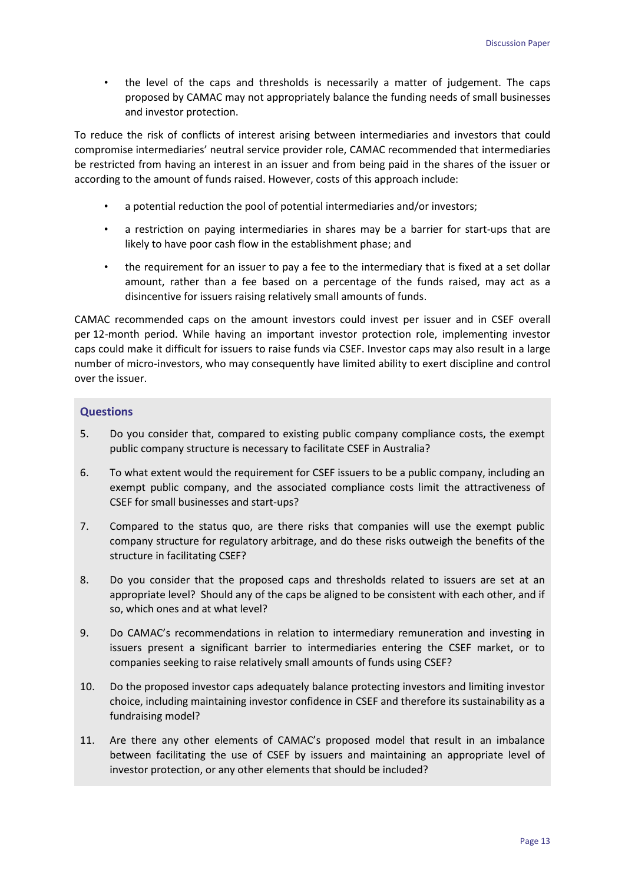- the level of the caps and thresholds is necessarily a matter of judgement. The caps proposed by CAMAC may not appropriately balance the funding needs of small businesses and investor protection.

To reduce the risk of conflicts of interest arising between intermediaries and investors that could compromise intermediaries' neutral service provider role, CAMAC recommended that intermediaries be restricted from having an interest in an issuer and from being paid in the shares of the issuer or according to the amount of funds raised. However, costs of this approach include:

- a potential reduction the pool of potential intermediaries and/or investors;
- a restriction on paying intermediaries in shares may be a barrier for start-ups that are likely to have poor cash flow in the establishment phase; and
- the requirement for an issuer to pay a fee to the intermediary that is fixed at a set dollar amount, rather than a fee based on a percentage of the funds raised, may act as a disincentive for issuers raising relatively small amounts of funds.

CAMAC recommended caps on the amount investors could invest per issuer and in CSEF overall per 12-month period. While having an important investor protection role, implementing investor caps could make it difficult for issuers to raise funds via CSEF. Investor caps may also result in a large number of micro-investors, who may consequently have limited ability to exert discipline and control over the issuer.

### Questions

5. Do you consider that, compared to existing public company compliance costs, the exempt public company structure is necessary to facilitate CSEF in Australia?
6. To what extent would the requirement for CSEF issuers to be a public company, including an exempt public company, and the associated compliance costs limit the attractiveness of CSEF for small businesses and start-ups?
7. Compared to the status quo, are there risks that companies will use the exempt public company structure for regulatory arbitrage, and do these risks outweigh the benefits of the structure in facilitating CSEF?
8. Do you consider that the proposed caps and thresholds related to issuers are set at an appropriate level? Should any of the caps be aligned to be consistent with each other, and if so, which ones and at what level?
9. Do CAMAC's recommendations in relation to intermediary remuneration and investing in issuers present a significant barrier to intermediaries entering the CSEF market, or to companies seeking to raise relatively small amounts of funds using CSEF?
10. Do the proposed investor caps adequately balance protecting investors and limiting investor choice, including maintaining investor confidence in CSEF and therefore its sustainability as a fundraising model?
11. Are there any other elements of CAMAC's proposed model that result in an imbalance between facilitating the use of CSEF by issuers and maintaining an appropriate level of investor protection, or any other elements that should be included?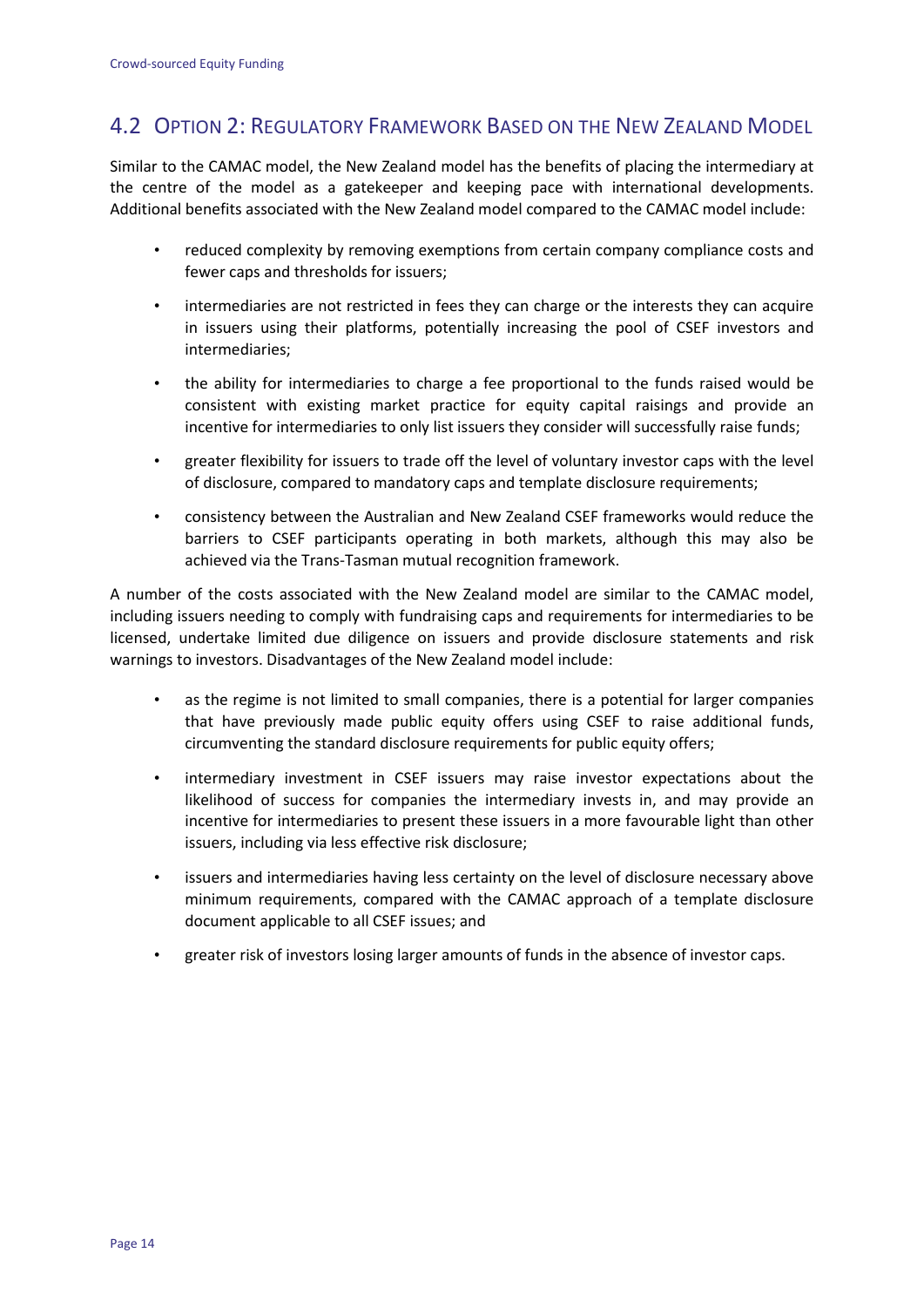## 4.2 Option 2: Regulatory Framework Based on the New Zealand Model

Similar to the CAMAC model, the New Zealand model has the benefits of placing the intermediary at the centre of the model as a gatekeeper and keeping pace with international developments. Additional benefits associated with the New Zealand model compared to the CAMAC model include:

- reduced complexity by removing exemptions from certain company compliance costs and fewer caps and thresholds for issuers;
- intermediaries are not restricted in fees they can charge or the interests they can acquire in issuers using their platforms, potentially increasing the pool of CSEF investors and intermediaries;
- the ability for intermediaries to charge a fee proportional to the funds raised would be consistent with existing market practice for equity capital raisings and provide an incentive for intermediaries to only list issuers they consider will successfully raise funds;
- greater flexibility for issuers to trade off the level of voluntary investor caps with the level of disclosure, compared to mandatory caps and template disclosure requirements;
- consistency between the Australian and New Zealand CSEF frameworks would reduce the barriers to CSEF participants operating in both markets, although this may also be achieved via the Trans-Tasman mutual recognition framework.

A number of the costs associated with the New Zealand model are similar to the CAMAC model, including issuers needing to comply with fundraising caps and requirements for intermediaries to be licensed, undertake limited due diligence on issuers and provide disclosure statements and risk warnings to investors. Disadvantages of the New Zealand model include:

- as the regime is not limited to small companies, there is a potential for larger companies that have previously made public equity offers using CSEF to raise additional funds, circumventing the standard disclosure requirements for public equity offers;
- intermediary investment in CSEF issuers may raise investor expectations about the likelihood of success for companies the intermediary invests in, and may provide an incentive for intermediaries to present these issuers in a more favourable light than other issuers, including via less effective risk disclosure;
- issuers and intermediaries having less certainty on the level of disclosure necessary above minimum requirements, compared with the CAMAC approach of a template disclosure document applicable to all CSEF issues; and
- greater risk of investors losing larger amounts of funds in the absence of investor caps.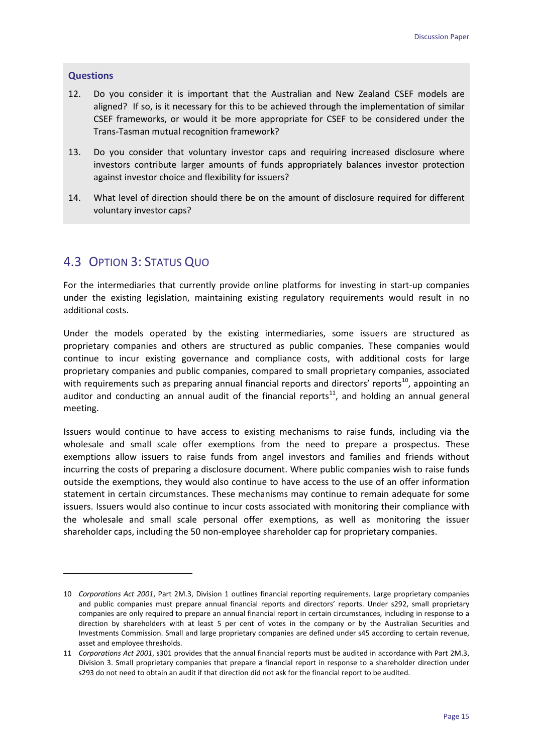**Questions**

12. Do you consider it is important that the Australian and New Zealand CSEF models are aligned? If so, is it necessary for this to be achieved through the implementation of similar CSEF frameworks, or would it be more appropriate for CSEF to be considered under the Trans-Tasman mutual recognition framework?

13. Do you consider that voluntary investor caps and requiring increased disclosure where investors contribute larger amounts of funds appropriately balances investor protection against investor choice and flexibility for issuers?

14. What level of direction should there be on the amount of disclosure required for different voluntary investor caps?

## 4.3 Option 3: Status Quo

For the intermediaries that currently provide online platforms for investing in start-up companies under the existing legislation, maintaining existing regulatory requirements would result in no additional costs.

Under the models operated by the existing intermediaries, some issuers are structured as proprietary companies and others are structured as public companies. These companies would continue to incur existing governance and compliance costs, with additional costs for large proprietary companies and public companies, compared to small proprietary companies, associated with requirements such as preparing annual financial reports and directors' reports[10], appointing an auditor and conducting an annual audit of the financial reports[11], and holding an annual general meeting.

Issuers would continue to have access to existing mechanisms to raise funds, including via the wholesale and small scale offer exemptions from the need to prepare a prospectus. These exemptions allow issuers to raise funds from angel investors and families and friends without incurring the costs of preparing a disclosure document. Where public companies wish to raise funds outside the exemptions, they would also continue to have access to the use of an offer information statement in certain circumstances. These mechanisms may continue to remain adequate for some issuers. Issuers would also continue to incur costs associated with monitoring their compliance with the wholesale and small scale personal offer exemptions, as well as monitoring the issuer shareholder caps, including the 50 non-employee shareholder cap for proprietary companies.

---

10 *Corporations Act 2001*, Part 2M.3, Division 1 outlines financial reporting requirements. Large proprietary companies and public companies must prepare annual financial reports and directors' reports. Under s292, small proprietary companies are only required to prepare an annual financial report in certain circumstances, including in response to a direction by shareholders with at least 5 per cent of votes in the company or by the Australian Securities and Investments Commission. Small and large proprietary companies are defined under s45 according to certain revenue, asset and employee thresholds.

11 *Corporations Act 2001*, s301 provides that the annual financial reports must be audited in accordance with Part 2M.3, Division 3. Small proprietary companies that prepare a financial report in response to a shareholder direction under s293 do not need to obtain an audit if that direction did not ask for the financial report to be audited.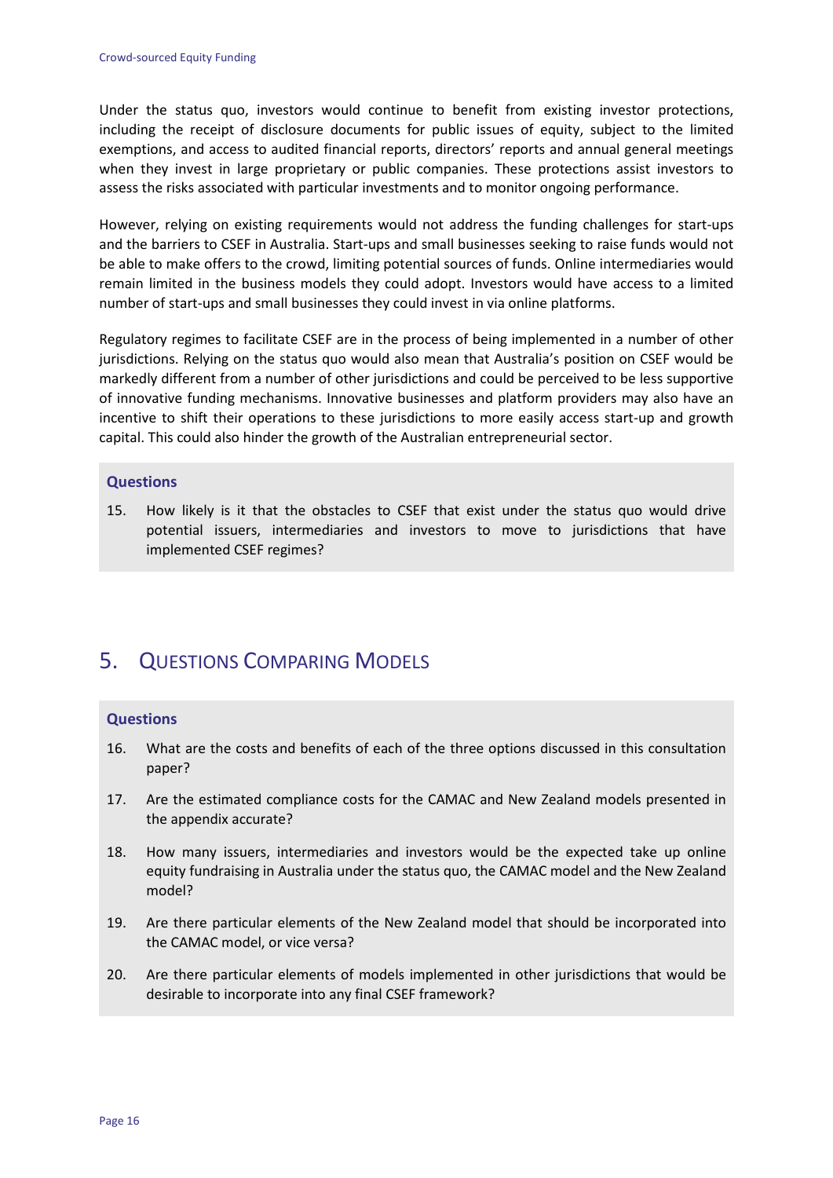Under the status quo, investors would continue to benefit from existing investor protections, including the receipt of disclosure documents for public issues of equity, subject to the limited exemptions, and access to audited financial reports, directors' reports and annual general meetings when they invest in large proprietary or public companies. These protections assist investors to assess the risks associated with particular investments and to monitor ongoing performance.

However, relying on existing requirements would not address the funding challenges for start-ups and the barriers to CSEF in Australia. Start-ups and small businesses seeking to raise funds would not be able to make offers to the crowd, limiting potential sources of funds. Online intermediaries would remain limited in the business models they could adopt. Investors would have access to a limited number of start-ups and small businesses they could invest in via online platforms.

Regulatory regimes to facilitate CSEF are in the process of being implemented in a number of other jurisdictions. Relying on the status quo would also mean that Australia's position on CSEF would be markedly different from a number of other jurisdictions and could be perceived to be less supportive of innovative funding mechanisms. Innovative businesses and platform providers may also have an incentive to shift their operations to these jurisdictions to more easily access start-up and growth capital. This could also hinder the growth of the Australian entrepreneurial sector.

**Questions**

15. How likely is it that the obstacles to CSEF that exist under the status quo would drive potential issuers, intermediaries and investors to move to jurisdictions that have implemented CSEF regimes?

# 5. Questions Comparing Models

**Questions**

16. What are the costs and benefits of each of the three options discussed in this consultation paper?
17. Are the estimated compliance costs for the CAMAC and New Zealand models presented in the appendix accurate?
18. How many issuers, intermediaries and investors would be the expected take up online equity fundraising in Australia under the status quo, the CAMAC model and the New Zealand model?
19. Are there particular elements of the New Zealand model that should be incorporated into the CAMAC model, or vice versa?
20. Are there particular elements of models implemented in other jurisdictions that would be desirable to incorporate into any final CSEF framework?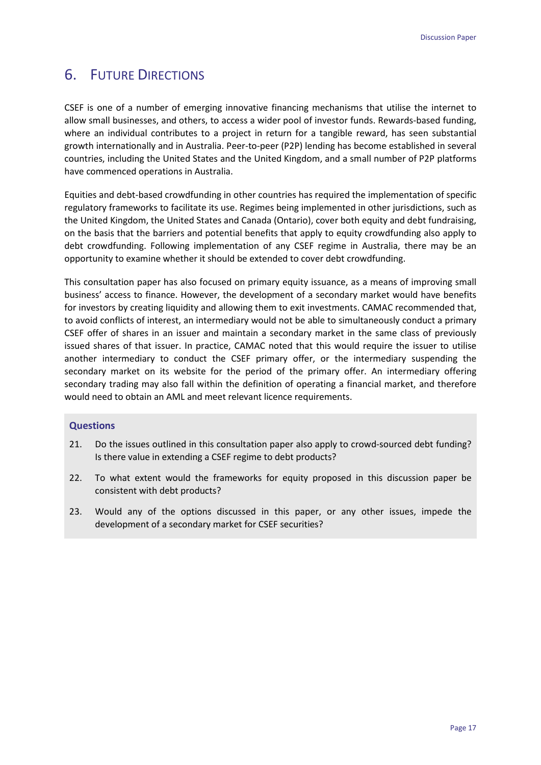# 6. FUTURE DIRECTIONS

CSEF is one of a number of emerging innovative financing mechanisms that utilise the internet to allow small businesses, and others, to access a wider pool of investor funds. Rewards-based funding, where an individual contributes to a project in return for a tangible reward, has seen substantial growth internationally and in Australia. Peer-to-peer (P2P) lending has become established in several countries, including the United States and the United Kingdom, and a small number of P2P platforms have commenced operations in Australia.

Equities and debt-based crowdfunding in other countries has required the implementation of specific regulatory frameworks to facilitate its use. Regimes being implemented in other jurisdictions, such as the United Kingdom, the United States and Canada (Ontario), cover both equity and debt fundraising, on the basis that the barriers and potential benefits that apply to equity crowdfunding also apply to debt crowdfunding. Following implementation of any CSEF regime in Australia, there may be an opportunity to examine whether it should be extended to cover debt crowdfunding.

This consultation paper has also focused on primary equity issuance, as a means of improving small business' access to finance. However, the development of a secondary market would have benefits for investors by creating liquidity and allowing them to exit investments. CAMAC recommended that, to avoid conflicts of interest, an intermediary would not be able to simultaneously conduct a primary CSEF offer of shares in an issuer and maintain a secondary market in the same class of previously issued shares of that issuer. In practice, CAMAC noted that this would require the issuer to utilise another intermediary to conduct the CSEF primary offer, or the intermediary suspending the secondary market on its website for the period of the primary offer. An intermediary offering secondary trading may also fall within the definition of operating a financial market, and therefore would need to obtain an AML and meet relevant licence requirements.

**Questions**

21. Do the issues outlined in this consultation paper also apply to crowd-sourced debt funding? Is there value in extending a CSEF regime to debt products?
22. To what extent would the frameworks for equity proposed in this discussion paper be consistent with debt products?
23. Would any of the options discussed in this paper, or any other issues, impede the development of a secondary market for CSEF securities?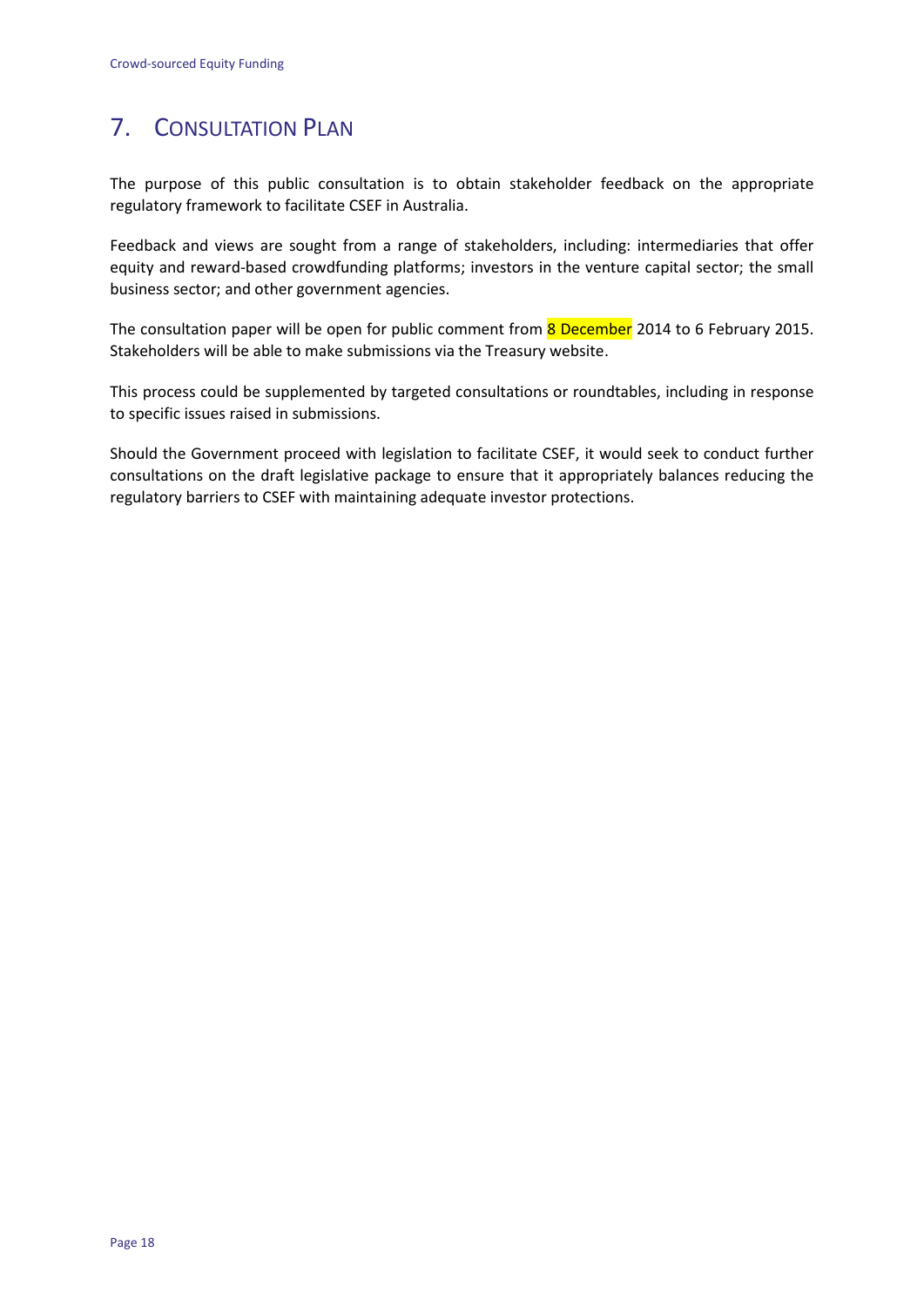# 7. Consultation Plan

The purpose of this public consultation is to obtain stakeholder feedback on the appropriate regulatory framework to facilitate CSEF in Australia.

Feedback and views are sought from a range of stakeholders, including: intermediaries that offer equity and reward-based crowdfunding platforms; investors in the venture capital sector; the small business sector; and other government agencies.

The consultation paper will be open for public comment from 8 December 2014 to 6 February 2015. Stakeholders will be able to make submissions via the Treasury website.

This process could be supplemented by targeted consultations or roundtables, including in response to specific issues raised in submissions.

Should the Government proceed with legislation to facilitate CSEF, it would seek to conduct further consultations on the draft legislative package to ensure that it appropriately balances reducing the regulatory barriers to CSEF with maintaining adequate investor protections.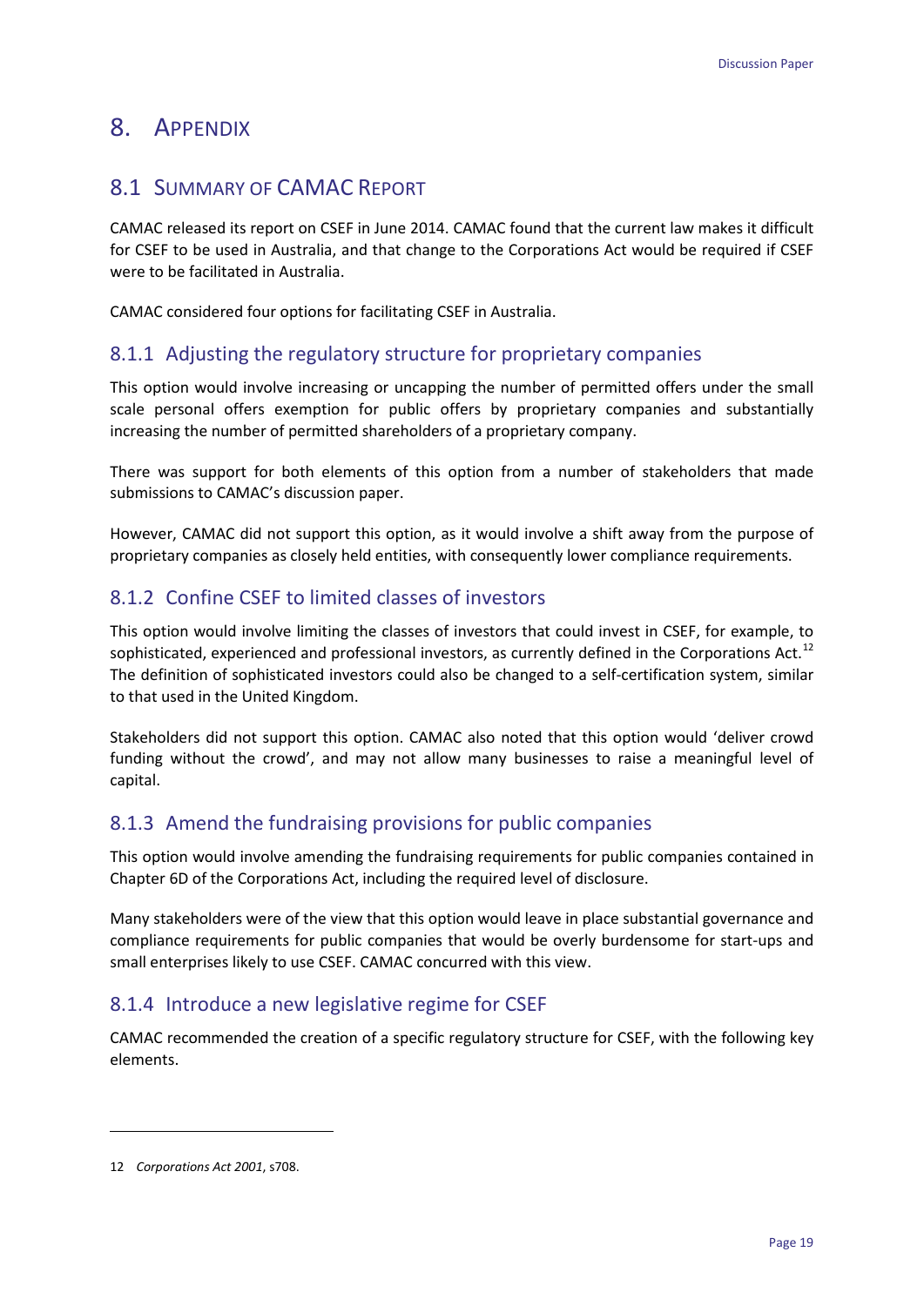# 8. APPENDIX

## 8.1 SUMMARY OF CAMAC REPORT

CAMAC released its report on CSEF in June 2014. CAMAC found that the current law makes it difficult for CSEF to be used in Australia, and that change to the Corporations Act would be required if CSEF were to be facilitated in Australia.

CAMAC considered four options for facilitating CSEF in Australia.

### 8.1.1 Adjusting the regulatory structure for proprietary companies

This option would involve increasing or uncapping the number of permitted offers under the small scale personal offers exemption for public offers by proprietary companies and substantially increasing the number of permitted shareholders of a proprietary company.

There was support for both elements of this option from a number of stakeholders that made submissions to CAMAC's discussion paper.

However, CAMAC did not support this option, as it would involve a shift away from the purpose of proprietary companies as closely held entities, with consequently lower compliance requirements.

### 8.1.2 Confine CSEF to limited classes of investors

This option would involve limiting the classes of investors that could invest in CSEF, for example, to sophisticated, experienced and professional investors, as currently defined in the Corporations Act.[12] The definition of sophisticated investors could also be changed to a self-certification system, similar to that used in the United Kingdom.

Stakeholders did not support this option. CAMAC also noted that this option would 'deliver crowd funding without the crowd', and may not allow many businesses to raise a meaningful level of capital.

### 8.1.3 Amend the fundraising provisions for public companies

This option would involve amending the fundraising requirements for public companies contained in Chapter 6D of the Corporations Act, including the required level of disclosure.

Many stakeholders were of the view that this option would leave in place substantial governance and compliance requirements for public companies that would be overly burdensome for start-ups and small enterprises likely to use CSEF. CAMAC concurred with this view.

### 8.1.4 Introduce a new legislative regime for CSEF

CAMAC recommended the creation of a specific regulatory structure for CSEF, with the following key elements.

---

12 *Corporations Act 2001*, s708.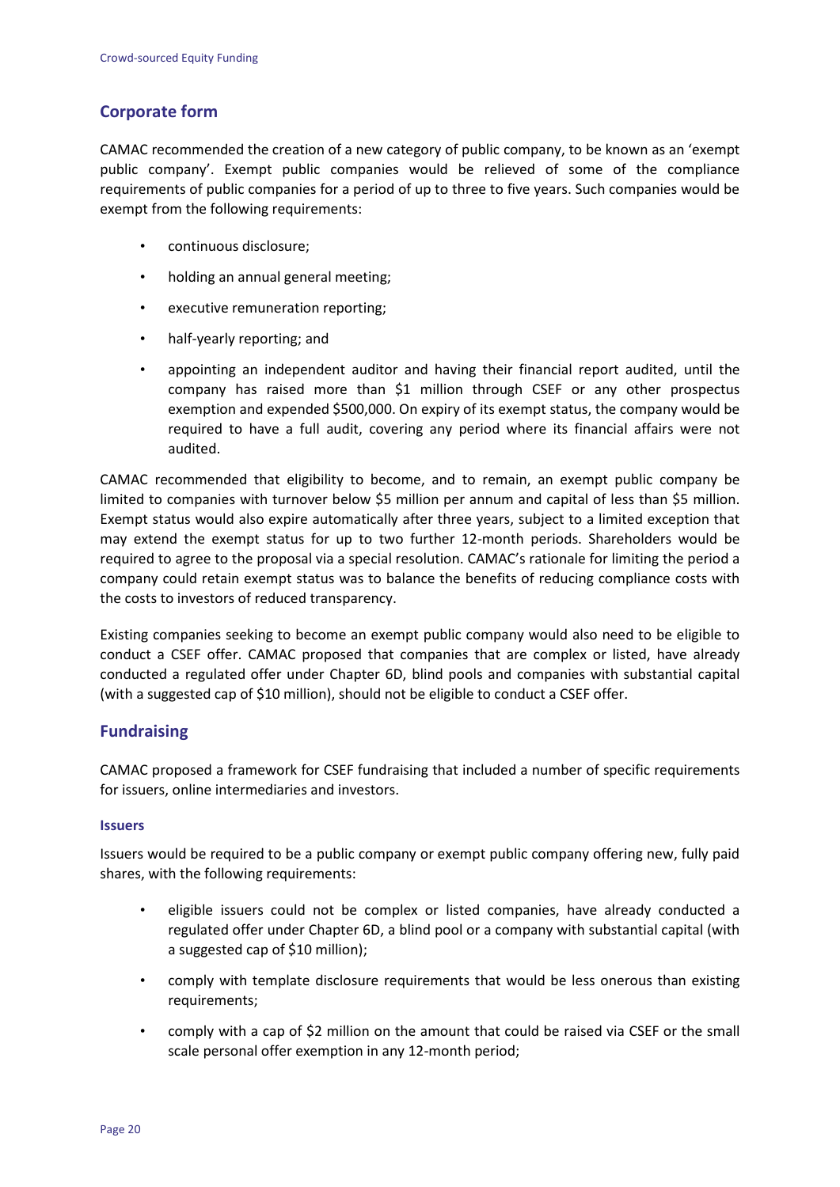## Corporate form

CAMAC recommended the creation of a new category of public company, to be known as an 'exempt public company'. Exempt public companies would be relieved of some of the compliance requirements of public companies for a period of up to three to five years. Such companies would be exempt from the following requirements:

- continuous disclosure;
- holding an annual general meeting;
- executive remuneration reporting;
- half-yearly reporting; and
- appointing an independent auditor and having their financial report audited, until the company has raised more than $1 million through CSEF or any other prospectus exemption and expended $500,000. On expiry of its exempt status, the company would be required to have a full audit, covering any period where its financial affairs were not audited.

CAMAC recommended that eligibility to become, and to remain, an exempt public company be limited to companies with turnover below $5 million per annum and capital of less than $5 million. Exempt status would also expire automatically after three years, subject to a limited exception that may extend the exempt status for up to two further 12-month periods. Shareholders would be required to agree to the proposal via a special resolution. CAMAC's rationale for limiting the period a company could retain exempt status was to balance the benefits of reducing compliance costs with the costs to investors of reduced transparency.

Existing companies seeking to become an exempt public company would also need to be eligible to conduct a CSEF offer. CAMAC proposed that companies that are complex or listed, have already conducted a regulated offer under Chapter 6D, blind pools and companies with substantial capital (with a suggested cap of $10 million), should not be eligible to conduct a CSEF offer.

## Fundraising

CAMAC proposed a framework for CSEF fundraising that included a number of specific requirements for issuers, online intermediaries and investors.

### Issuers

Issuers would be required to be a public company or exempt public company offering new, fully paid shares, with the following requirements:

- eligible issuers could not be complex or listed companies, have already conducted a regulated offer under Chapter 6D, a blind pool or a company with substantial capital (with a suggested cap of $10 million);
- comply with template disclosure requirements that would be less onerous than existing requirements;
- comply with a cap of $2 million on the amount that could be raised via CSEF or the small scale personal offer exemption in any 12-month period;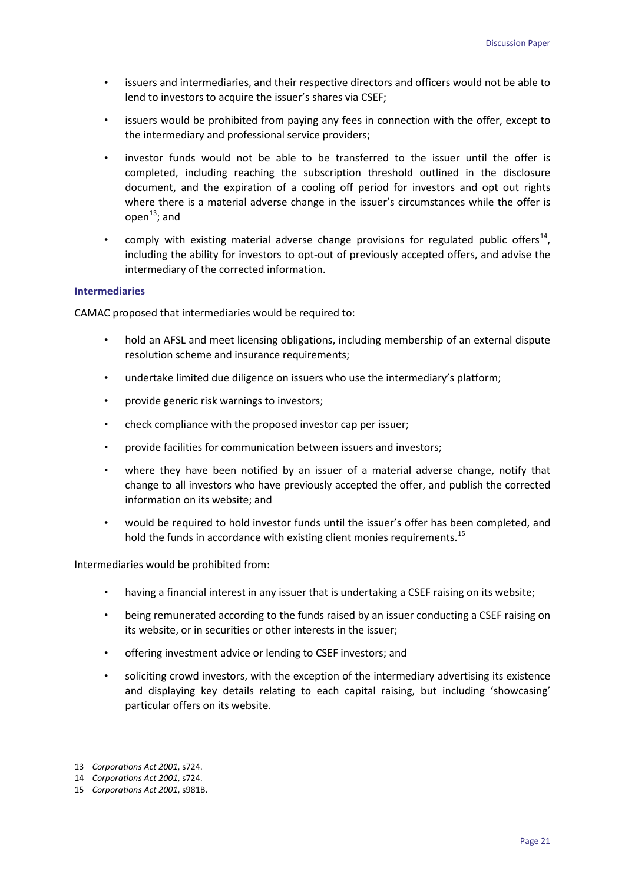- issuers and intermediaries, and their respective directors and officers would not be able to lend to investors to acquire the issuer's shares via CSEF;
- issuers would be prohibited from paying any fees in connection with the offer, except to the intermediary and professional service providers;
- investor funds would not be able to be transferred to the issuer until the offer is completed, including reaching the subscription threshold outlined in the disclosure document, and the expiration of a cooling off period for investors and opt out rights where there is a material adverse change in the issuer's circumstances while the offer is open[13]; and
- comply with existing material adverse change provisions for regulated public offers[14], including the ability for investors to opt-out of previously accepted offers, and advise the intermediary of the corrected information.

### Intermediaries

CAMAC proposed that intermediaries would be required to:

- hold an AFSL and meet licensing obligations, including membership of an external dispute resolution scheme and insurance requirements;
- undertake limited due diligence on issuers who use the intermediary's platform;
- provide generic risk warnings to investors;
- check compliance with the proposed investor cap per issuer;
- provide facilities for communication between issuers and investors;
- where they have been notified by an issuer of a material adverse change, notify that change to all investors who have previously accepted the offer, and publish the corrected information on its website; and
- would be required to hold investor funds until the issuer's offer has been completed, and hold the funds in accordance with existing client monies requirements.[15]

Intermediaries would be prohibited from:

- having a financial interest in any issuer that is undertaking a CSEF raising on its website;
- being remunerated according to the funds raised by an issuer conducting a CSEF raising on its website, or in securities or other interests in the issuer;
- offering investment advice or lending to CSEF investors; and
- soliciting crowd investors, with the exception of the intermediary advertising its existence and displaying key details relating to each capital raising, but including 'showcasing' particular offers on its website.

---

13 *Corporations Act 2001*, s724.

14 *Corporations Act 2001*, s724.

15 *Corporations Act 2001*, s981B.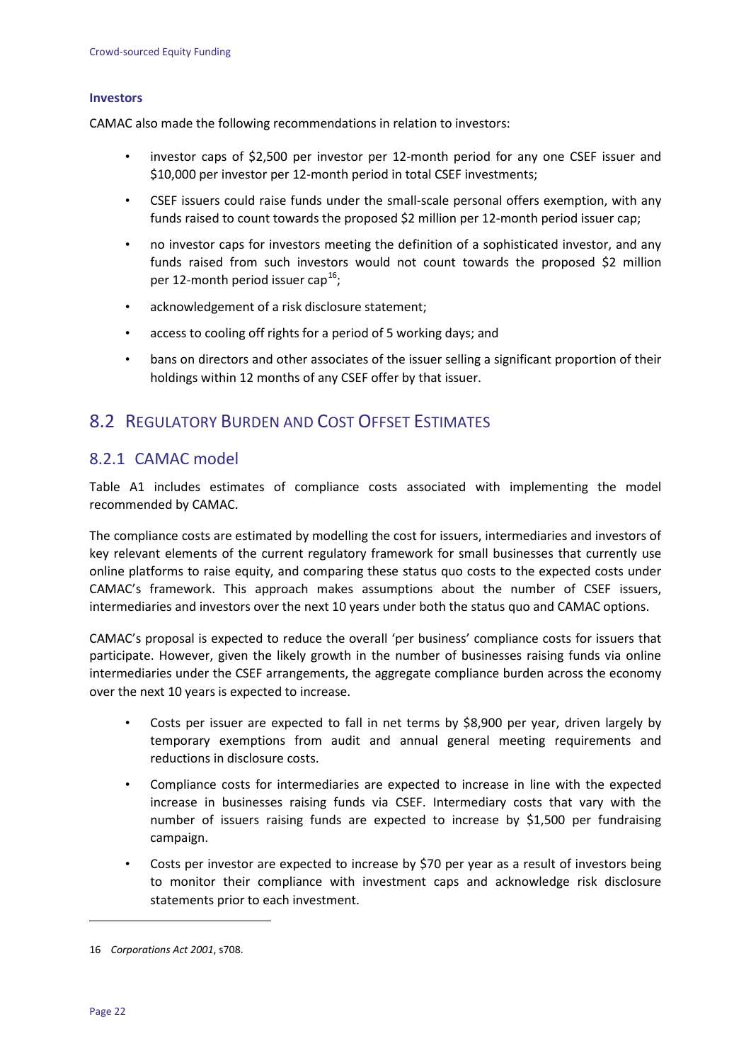### Investors

CAMAC also made the following recommendations in relation to investors:

- investor caps of $2,500 per investor per 12-month period for any one CSEF issuer and $10,000 per investor per 12-month period in total CSEF investments;
- CSEF issuers could raise funds under the small-scale personal offers exemption, with any funds raised to count towards the proposed $2 million per 12-month period issuer cap;
- no investor caps for investors meeting the definition of a sophisticated investor, and any funds raised from such investors would not count towards the proposed $2 million per 12-month period issuer cap[16];
- acknowledgement of a risk disclosure statement;
- access to cooling off rights for a period of 5 working days; and
- bans on directors and other associates of the issuer selling a significant proportion of their holdings within 12 months of any CSEF offer by that issuer.

## 8.2 Regulatory Burden and Cost Offset Estimates

### 8.2.1 CAMAC model

Table A1 includes estimates of compliance costs associated with implementing the model recommended by CAMAC.

The compliance costs are estimated by modelling the cost for issuers, intermediaries and investors of key relevant elements of the current regulatory framework for small businesses that currently use online platforms to raise equity, and comparing these status quo costs to the expected costs under CAMAC's framework. This approach makes assumptions about the number of CSEF issuers, intermediaries and investors over the next 10 years under both the status quo and CAMAC options.

CAMAC's proposal is expected to reduce the overall 'per business' compliance costs for issuers that participate. However, given the likely growth in the number of businesses raising funds via online intermediaries under the CSEF arrangements, the aggregate compliance burden across the economy over the next 10 years is expected to increase.

- Costs per issuer are expected to fall in net terms by $8,900 per year, driven largely by temporary exemptions from audit and annual general meeting requirements and reductions in disclosure costs.
- Compliance costs for intermediaries are expected to increase in line with the expected increase in businesses raising funds via CSEF. Intermediary costs that vary with the number of issuers raising funds are expected to increase by $1,500 per fundraising campaign.
- Costs per investor are expected to increase by $70 per year as a result of investors being to monitor their compliance with investment caps and acknowledge risk disclosure statements prior to each investment.

---

16 *Corporations Act 2001*, s708.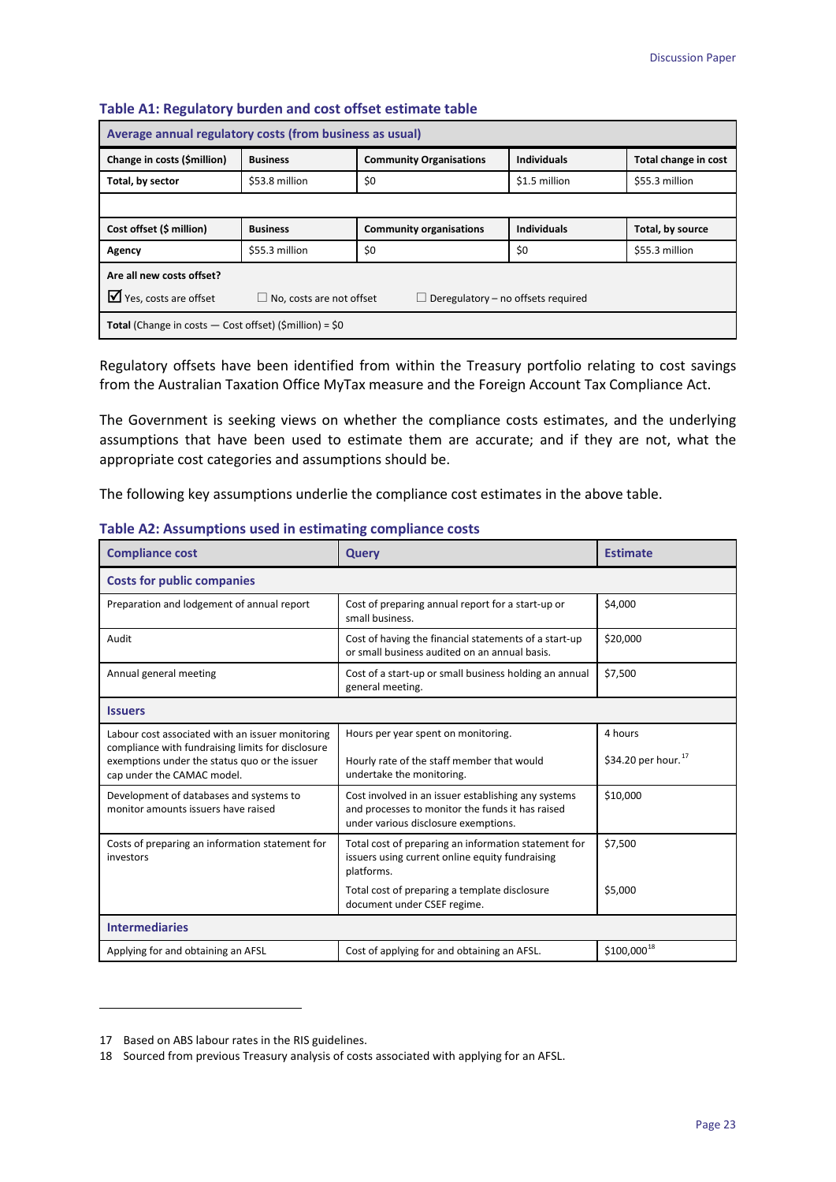**Table A1: Regulatory burden and cost offset estimate table**

| Average annual regulatory costs (from business as usual) | | | | |
|---|---|---|---|---|
| **Change in costs ($million)** | **Business** | **Community Organisations** | **Individuals** | **Total change in cost** |
| **Total, by sector** | $53.8 million | $0 | $1.5 million | $55.3 million |
| | | | | |
| **Cost offset ($ million)** | **Business** | **Community organisations** | **Individuals** | **Total, by source** |
| **Agency** | $55.3 million | $0 | $0 | $55.3 million |
| **Are all new costs offset?** ☑ Yes, costs are offset ☐ No, costs are not offset ☐ Deregulatory – no offsets required | | | | |
| **Total** (Change in costs — Cost offset) ($million) = $0 | | | | |

Regulatory offsets have been identified from within the Treasury portfolio relating to cost savings from the Australian Taxation Office MyTax measure and the Foreign Account Tax Compliance Act.

The Government is seeking views on whether the compliance costs estimates, and the underlying assumptions that have been used to estimate them are accurate; and if they are not, what the appropriate cost categories and assumptions should be.

The following key assumptions underlie the compliance cost estimates in the above table.

**Table A2: Assumptions used in estimating compliance costs**

| Compliance cost | Query | Estimate |
|---|---|---|
| **Costs for public companies** | | |
| Preparation and lodgement of annual report | Cost of preparing annual report for a start-up or small business. | $4,000 |
| Audit | Cost of having the financial statements of a start-up or small business audited on an annual basis. | $20,000 |
| Annual general meeting | Cost of a start-up or small business holding an annual general meeting. | $7,500 |
| **Issuers** | | |
| Labour cost associated with an issuer monitoring compliance with fundraising limits for disclosure exemptions under the status quo or the issuer cap under the CAMAC model. | Hours per year spent on monitoring.<br><br>Hourly rate of the staff member that would undertake the monitoring. | 4 hours<br><br>$34.20 per hour.[17] |
| Development of databases and systems to monitor amounts issuers have raised | Cost involved in an issuer establishing any systems and processes to monitor the funds it has raised under various disclosure exemptions. | $10,000 |
| Costs of preparing an information statement for investors | Total cost of preparing an information statement for issuers using current online equity fundraising platforms.<br><br>Total cost of preparing a template disclosure document under CSEF regime. | $7,500<br><br>$5,000 |
| **Intermediaries** | | |
| Applying for and obtaining an AFSL | Cost of applying for and obtaining an AFSL. | $100,000[18] |

17 Based on ABS labour rates in the RIS guidelines.

18 Sourced from previous Treasury analysis of costs associated with applying for an AFSL.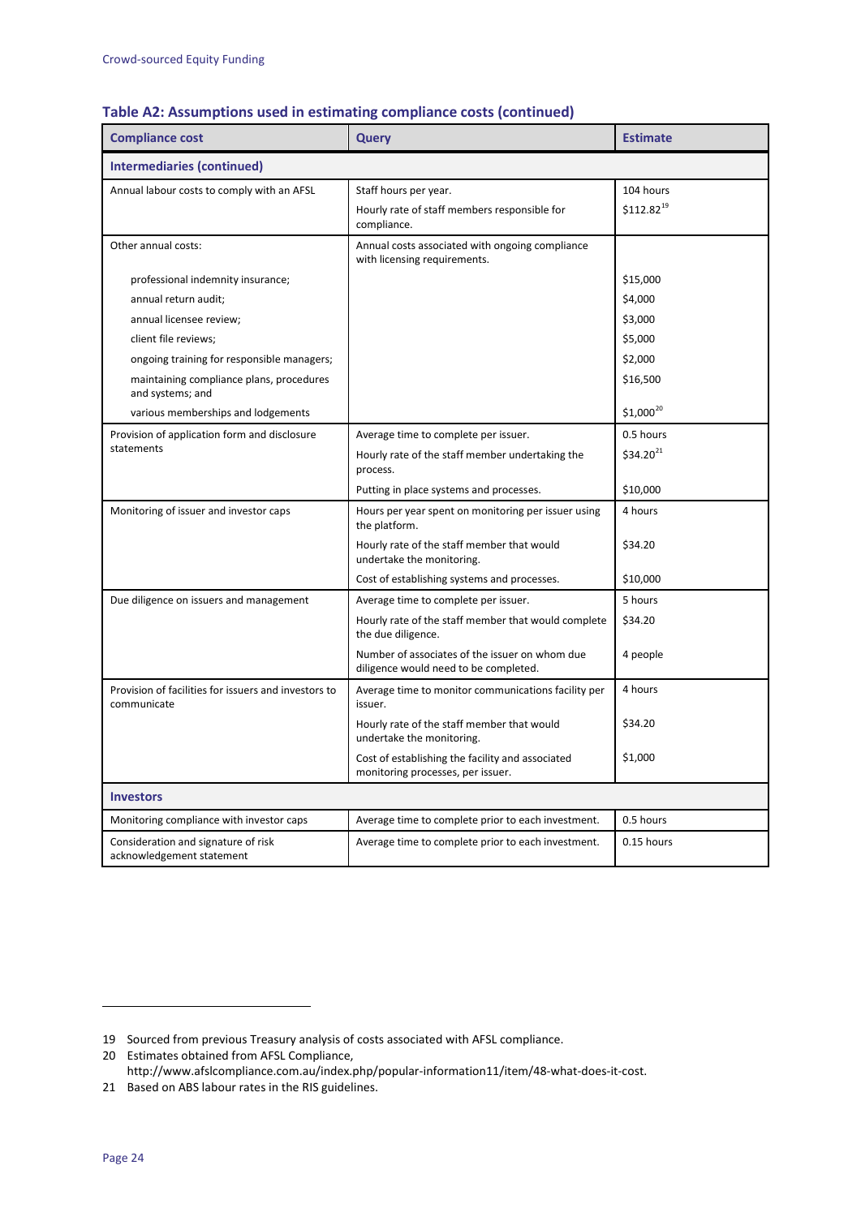## Table A2: Assumptions used in estimating compliance costs (continued)

| Compliance cost | Query | Estimate |
|---|---|---|
| **Intermediaries (continued)** | | |
| Annual labour costs to comply with an AFSL | Staff hours per year. | 104 hours |
| | Hourly rate of staff members responsible for compliance. | $112.82[19] |
| Other annual costs: | Annual costs associated with ongoing compliance with licensing requirements. | |
| professional indemnity insurance; | | $15,000 |
| annual return audit; | | $4,000 |
| annual licensee review; | | $3,000 |
| client file reviews; | | $5,000 |
| ongoing training for responsible managers; | | $2,000 |
| maintaining compliance plans, procedures and systems; and | | $16,500 |
| various memberships and lodgements | | $1,000[20] |
| Provision of application form and disclosure statements | Average time to complete per issuer. | 0.5 hours |
| | Hourly rate of the staff member undertaking the process. | $34.20[21] |
| | Putting in place systems and processes. | $10,000 |
| Monitoring of issuer and investor caps | Hours per year spent on monitoring per issuer using the platform. | 4 hours |
| | Hourly rate of the staff member that would undertake the monitoring. | $34.20 |
| | Cost of establishing systems and processes. | $10,000 |
| Due diligence on issuers and management | Average time to complete per issuer. | 5 hours |
| | Hourly rate of the staff member that would complete the due diligence. | $34.20 |
| | Number of associates of the issuer on whom due diligence would need to be completed. | 4 people |
| Provision of facilities for issuers and investors to communicate | Average time to monitor communications facility per issuer. | 4 hours |
| | Hourly rate of the staff member that would undertake the monitoring. | $34.20 |
| | Cost of establishing the facility and associated monitoring processes, per issuer. | $1,000 |
| **Investors** | | |
| Monitoring compliance with investor caps | Average time to complete prior to each investment. | 0.5 hours |
| Consideration and signature of risk acknowledgement statement | Average time to complete prior to each investment. | 0.15 hours |

19 Sourced from previous Treasury analysis of costs associated with AFSL compliance.

20 Estimates obtained from AFSL Compliance, http://www.afslcompliance.com.au/index.php/popular-information11/item/48-what-does-it-cost.

21 Based on ABS labour rates in the RIS guidelines.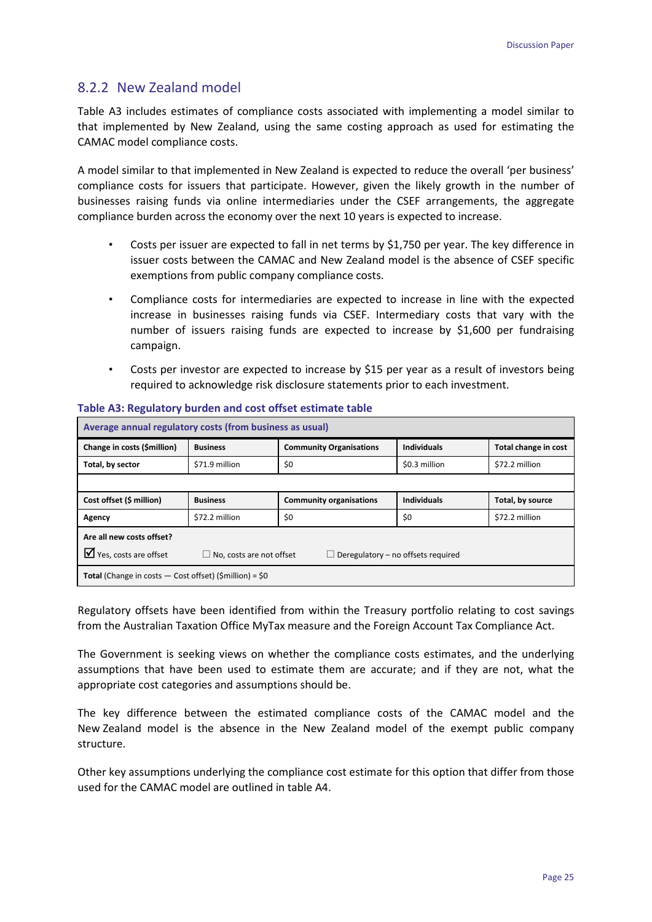### 8.2.2 New Zealand model

Table A3 includes estimates of compliance costs associated with implementing a model similar to that implemented by New Zealand, using the same costing approach as used for estimating the CAMAC model compliance costs.

A model similar to that implemented in New Zealand is expected to reduce the overall 'per business' compliance costs for issuers that participate. However, given the likely growth in the number of businesses raising funds via online intermediaries under the CSEF arrangements, the aggregate compliance burden across the economy over the next 10 years is expected to increase.

- Costs per issuer are expected to fall in net terms by $1,750 per year. The key difference in issuer costs between the CAMAC and New Zealand model is the absence of CSEF specific exemptions from public company compliance costs.
- Compliance costs for intermediaries are expected to increase in line with the expected increase in businesses raising funds via CSEF. Intermediary costs that vary with the number of issuers raising funds are expected to increase by $1,600 per fundraising campaign.
- Costs per investor are expected to increase by $15 per year as a result of investors being required to acknowledge risk disclosure statements prior to each investment.

**Table A3: Regulatory burden and cost offset estimate table**

| **Average annual regulatory costs (from business as usual)** | | | | |
|---|---|---|---|---|
| **Change in costs ($million)** | **Business** | **Community Organisations** | **Individuals** | **Total change in cost** |
| **Total, by sector** | $71.9 million | $0 | $0.3 million | $72.2 million |
| | | | | |
| **Cost offset ($ million)** | **Business** | **Community organisations** | **Individuals** | **Total, by source** |
| **Agency** | $72.2 million | $0 | $0 | $72.2 million |
| **Are all new costs offset?** ☑ Yes, costs are offset ☐ No, costs are not offset ☐ Deregulatory – no offsets required | | | | |
| **Total** (Change in costs — Cost offset) ($million) = $0 | | | | |

Regulatory offsets have been identified from within the Treasury portfolio relating to cost savings from the Australian Taxation Office MyTax measure and the Foreign Account Tax Compliance Act.

The Government is seeking views on whether the compliance costs estimates, and the underlying assumptions that have been used to estimate them are accurate; and if they are not, what the appropriate cost categories and assumptions should be.

The key difference between the estimated compliance costs of the CAMAC model and the New Zealand model is the absence in the New Zealand model of the exempt public company structure.

Other key assumptions underlying the compliance cost estimate for this option that differ from those used for the CAMAC model are outlined in table A4.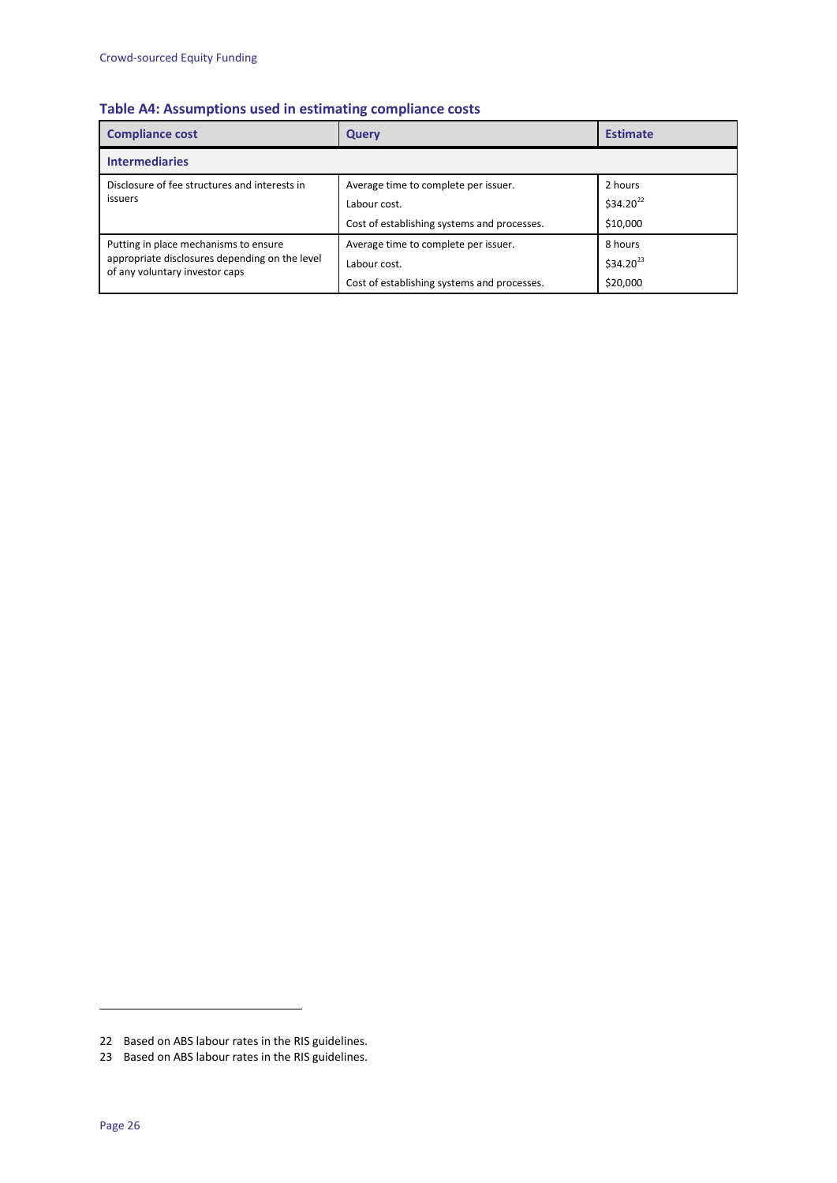### Table A4: Assumptions used in estimating compliance costs

| Compliance cost | Query | Estimate |
|---|---|---|
| **Intermediaries** | | |
| Disclosure of fee structures and interests in issuers | Average time to complete per issuer. | 2 hours |
| | Labour cost. | $34.20[22] |
| | Cost of establishing systems and processes. | $10,000 |
| Putting in place mechanisms to ensure appropriate disclosures depending on the level of any voluntary investor caps | Average time to complete per issuer. | 8 hours |
| | Labour cost. | $34.20[23] |
| | Cost of establishing systems and processes. | $20,000 |

22 Based on ABS labour rates in the RIS guidelines.

23 Based on ABS labour rates in the RIS guidelines.